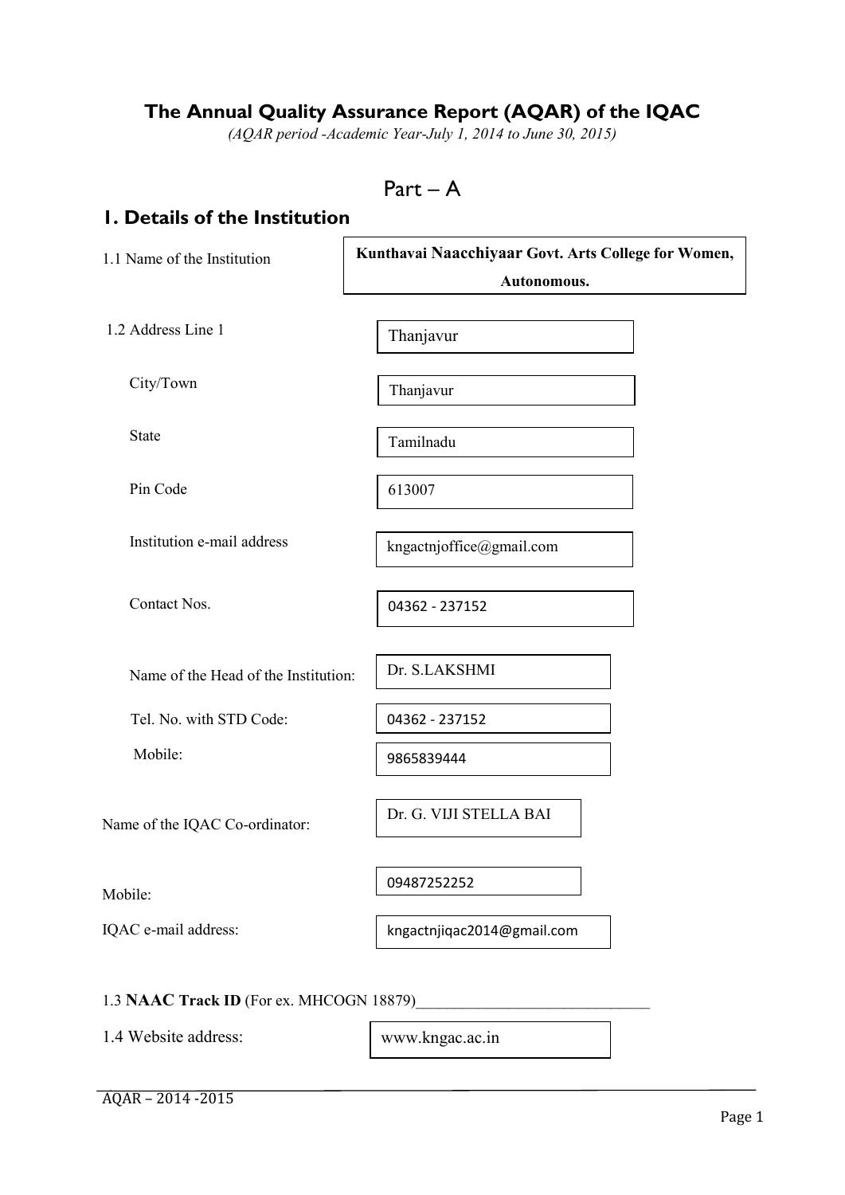# The Annual Quality Assurance Report (AQAR) of the IQAC

*(AQAR period -Academic Year-July 1, 2014 to June 30, 2015)*

## Part – A

## 1. Details of the Institution

1.1 Name of the Institution: **Kunthavai Naacchiyaar Govt. Arts College for Women, Autonomous.**

1.2 Address Line 1: Thanjavur

City/Town: Thanjavur

State: Tamilnadu

Pin Code: 613007

Institution e-mail address: kngactnjoffice@gmail.com

Contact Nos.: 04362 - 237152

Name of the Head of the Institution: Dr. S.LAKSHMI

Tel. No. with STD Code: 04362 - 237152

Mobile: 9865839444

Name of the IQAC Co-ordinator: Dr. G. VIJI STELLA BAI

Mobile: 09487252252

IQAC e-mail address: kngactnjiqac2014@gmail.com

1.3 **NAAC Track ID** (For ex. MHCOGN 18879)______________________________

1.4 Website address: www.kngac.ac.in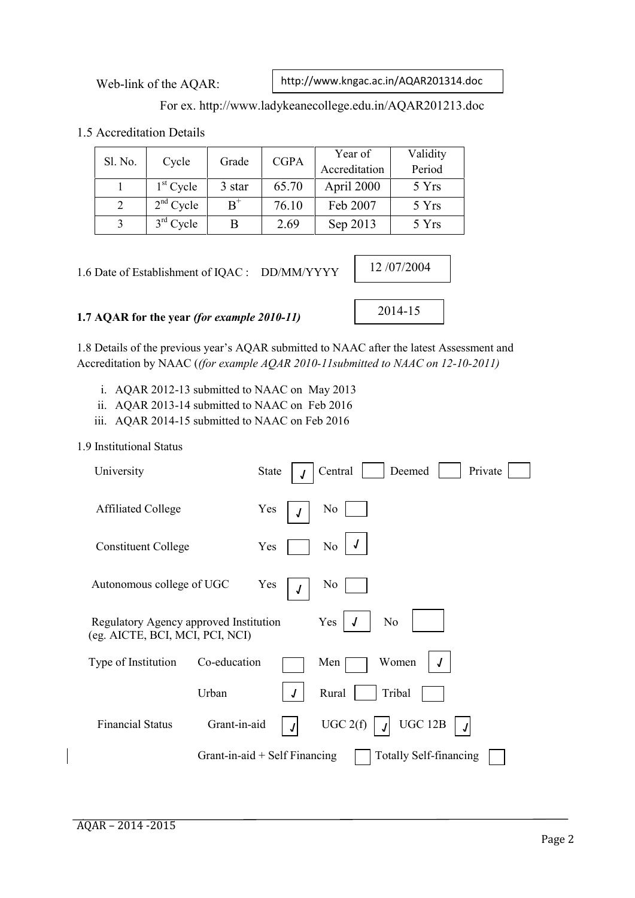Web-link of the AQAR: http://www.kngac.ac.in/AQAR201314.doc

For ex. http://www.ladykeanecollege.edu.in/AQAR201213.doc

1.5 Accreditation Details

| Sl. No. | Cycle | Grade | CGPA | Year of Accreditation | Validity Period |
|---|---|---|---|---|---|
| 1 | 1st Cycle | 3 star | 65.70 | April 2000 | 5 Yrs |
| 2 | 2nd Cycle | B+ | 76.10 | Feb 2007 | 5 Yrs |
| 3 | 3rd Cycle | B | 2.69 | Sep 2013 | 5 Yrs |

1.6 Date of Establishment of IQAC : DD/MM/YYYY 12 /07/2004

**1.7 AQAR for the year** ***(for example 2010-11)*** 2014-15

1.8 Details of the previous year's AQAR submitted to NAAC after the latest Assessment and Accreditation by NAAC (*(for example AQAR 2010-11submitted to NAAC on 12-10-2011)*

i. AQAR 2012-13 submitted to NAAC on May 2013
ii. AQAR 2013-14 submitted to NAAC on Feb 2016
iii. AQAR 2014-15 submitted to NAAC on Feb 2016

1.9 Institutional Status

University: State ✓ Central ☐ Deemed ☐ Private ☐

Affiliated College: Yes ✓ No ☐

Constituent College: Yes ☐ No ✓

Autonomous college of UGC: Yes ✓ No ☐

Regulatory Agency approved Institution (eg. AICTE, BCI, MCI, PCI, NCI): Yes ✓ No ☐

Type of Institution: Co-education ☐ Men ☐ Women ✓

Urban ✓ Rural ☐ Tribal ☐

Financial Status: Grant-in-aid ✓ UGC 2(f) ✓ UGC 12B ✓

Grant-in-aid + Self Financing ☐ Totally Self-financing ☐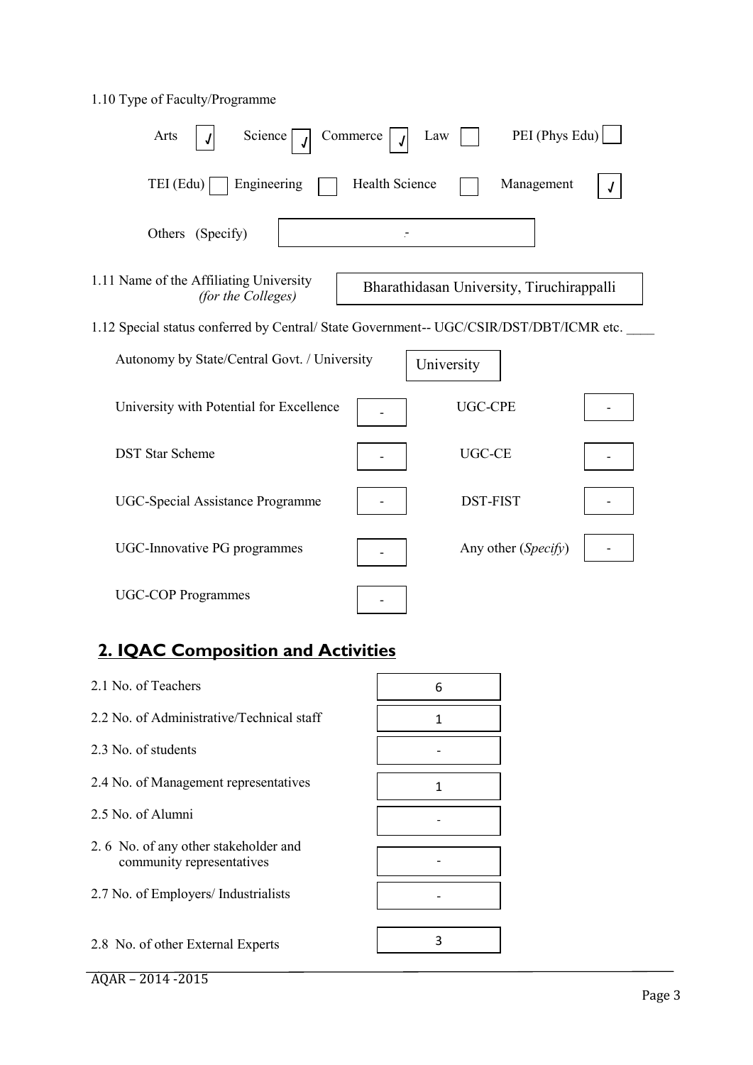1.10 Type of Faculty/Programme

| | | | | | | | |
|---|---|---|---|---|---|---|---|
| Arts | √ | Science | √ | Commerce | √ | Law | |
| PEI (Phys Edu) | | TEI (Edu) | | Engineering | | Health Science | |
| Management | √ | | | | | | |

Others (Specify): -

1.11 Name of the Affiliating University *(for the Colleges)*: Bharathidasan University, Tiruchirappalli

1.12 Special status conferred by Central/ State Government-- UGC/CSIR/DST/DBT/ICMR etc. ____

Autonomy by State/Central Govt. / University: University

| | | | |
|---|---|---|---|
| University with Potential for Excellence | - | UGC-CPE | - |
| DST Star Scheme | - | UGC-CE | - |
| UGC-Special Assistance Programme | - | DST-FIST | - |
| UGC-Innovative PG programmes | - | Any other (*Specify*) | - |
| UGC-COP Programmes | - | | |

## 2. IQAC Composition and Activities

| | |
|---|---|
| 2.1 No. of Teachers | 6 |
| 2.2 No. of Administrative/Technical staff | 1 |
| 2.3 No. of students | - |
| 2.4 No. of Management representatives | 1 |
| 2.5 No. of Alumni | - |
| 2.6 No. of any other stakeholder and community representatives | - |
| 2.7 No. of Employers/ Industrialists | - |
| 2.8 No. of other External Experts | 3 |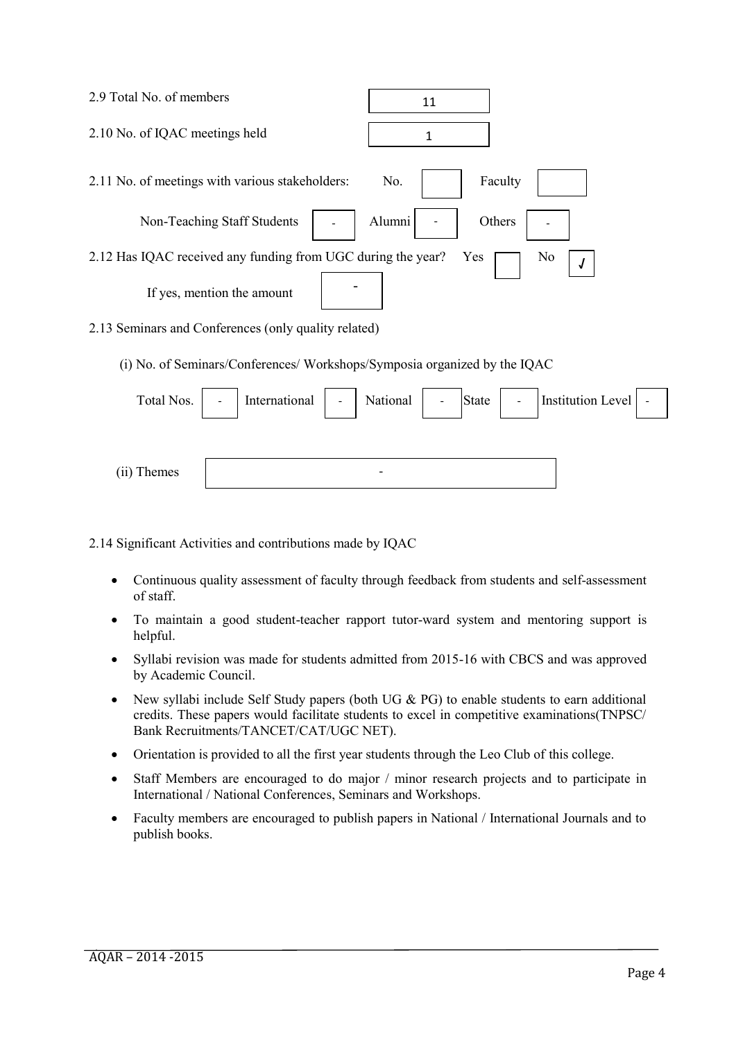2.9 Total No. of members 11

2.10 No. of IQAC meetings held 1

2.11 No. of meetings with various stakeholders: No. Faculty

Non-Teaching Staff Students - Alumni - Others -

2.12 Has IQAC received any funding from UGC during the year? Yes No √

If yes, mention the amount -

2.13 Seminars and Conferences (only quality related)

(i) No. of Seminars/Conferences/ Workshops/Symposia organized by the IQAC

| Total Nos. | International | National | State | Institution Level |
|---|---|---|---|---|
| - | - | - | - | - |

(ii) Themes -

2.14 Significant Activities and contributions made by IQAC

- Continuous quality assessment of faculty through feedback from students and self-assessment of staff.
- To maintain a good student-teacher rapport tutor-ward system and mentoring support is helpful.
- Syllabi revision was made for students admitted from 2015-16 with CBCS and was approved by Academic Council.
- New syllabi include Self Study papers (both UG & PG) to enable students to earn additional credits. These papers would facilitate students to excel in competitive examinations(TNPSC/ Bank Recruitments/TANCET/CAT/UGC NET).
- Orientation is provided to all the first year students through the Leo Club of this college.
- Staff Members are encouraged to do major / minor research projects and to participate in International / National Conferences, Seminars and Workshops.
- Faculty members are encouraged to publish papers in National / International Journals and to publish books.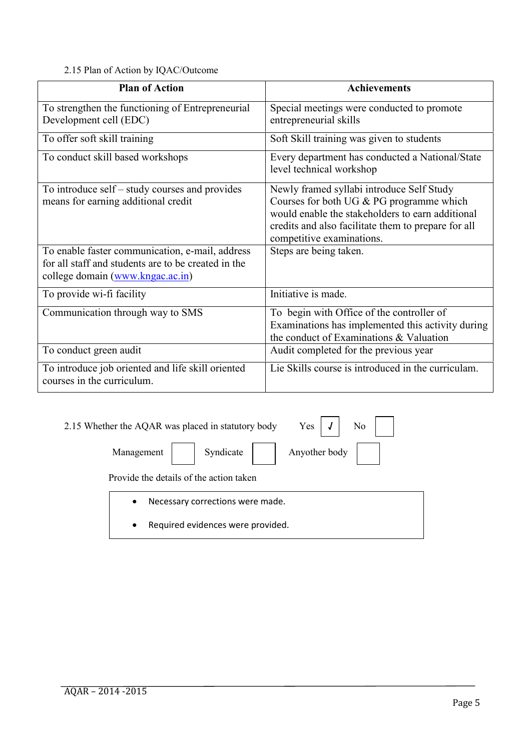2.15 Plan of Action by IQAC/Outcome

| Plan of Action | Achievements |
|---|---|
| To strengthen the functioning of Entrepreneurial Development cell (EDC) | Special meetings were conducted to promote entrepreneurial skills |
| To offer soft skill training | Soft Skill training was given to students |
| To conduct skill based workshops | Every department has conducted a National/State level technical workshop |
| To introduce self – study courses and provides means for earning additional credit | Newly framed syllabi introduce Self Study Courses for both UG & PG programme which would enable the stakeholders to earn additional credits and also facilitate them to prepare for all competitive examinations. |
| To enable faster communication, e-mail, address for all staff and students are to be created in the college domain (www.kngac.ac.in) | Steps are being taken. |
| To provide wi-fi facility | Initiative is made. |
| Communication through way to SMS | To begin with Office of the controller of Examinations has implemented this activity during the conduct of Examinations & Valuation |
| To conduct green audit | Audit completed for the previous year |
| To introduce job oriented and life skill oriented courses in the curriculum. | Lie Skills course is introduced in the curriculam. |

2.15 Whether the AQAR was placed in statutory body Yes [√] No [ ]

Management [ ] Syndicate [ ] Anyother body [ ]

Provide the details of the action taken

- Necessary corrections were made.
- Required evidences were provided.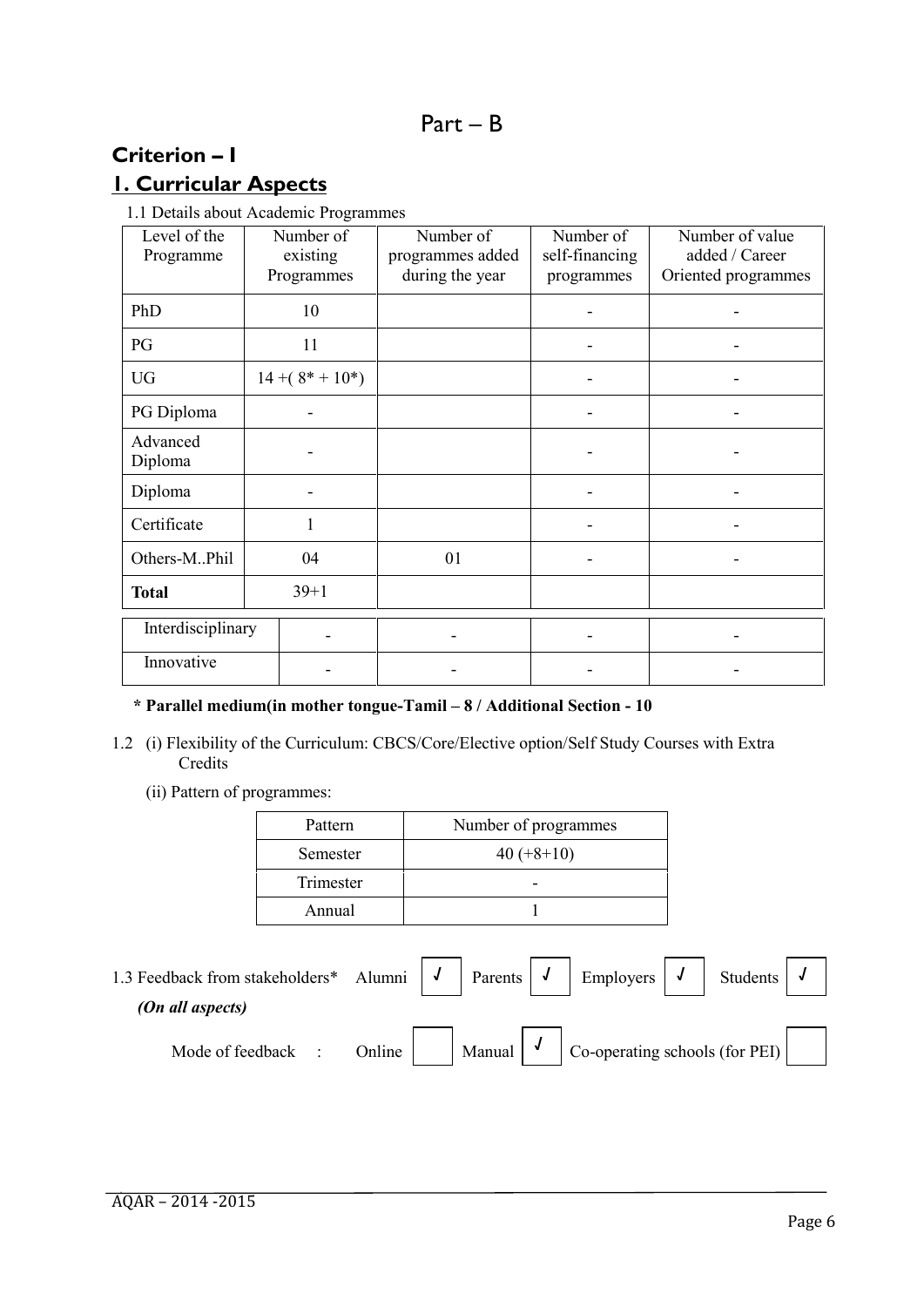# Part – B

## Criterion – I

## 1. Curricular Aspects

1.1 Details about Academic Programmes

| Level of the Programme | Number of existing Programmes | Number of programmes added during the year | Number of self-financing programmes | Number of value added / Career Oriented programmes |
|---|---|---|---|---|
| PhD | 10 | | - | - |
| PG | 11 | | - | - |
| UG | 14 +( 8* + 10*) | | - | - |
| PG Diploma | - | | - | - |
| Advanced Diploma | - | | - | - |
| Diploma | - | | - | - |
| Certificate | 1 | | - | - |
| Others-M..Phil | 04 | 01 | - | - |
| **Total** | 39+1 | | | |
| Interdisciplinary | - | - | - | - |
| Innovative | - | - | - | - |

**\* Parallel medium(in mother tongue-Tamil – 8 / Additional Section - 10**

1.2 (i) Flexibility of the Curriculum: CBCS/Core/Elective option/Self Study Courses with Extra Credits

(ii) Pattern of programmes:

| Pattern | Number of programmes |
|---|---|
| Semester | 40 (+8+10) |
| Trimester | - |
| Annual | 1 |

1.3 Feedback from stakeholders* Alumni ✓ Parents ✓ Employers ✓ Students ✓

*(On all aspects)*

Mode of feedback : Online ☐ Manual ✓ Co-operating schools (for PEI) ☐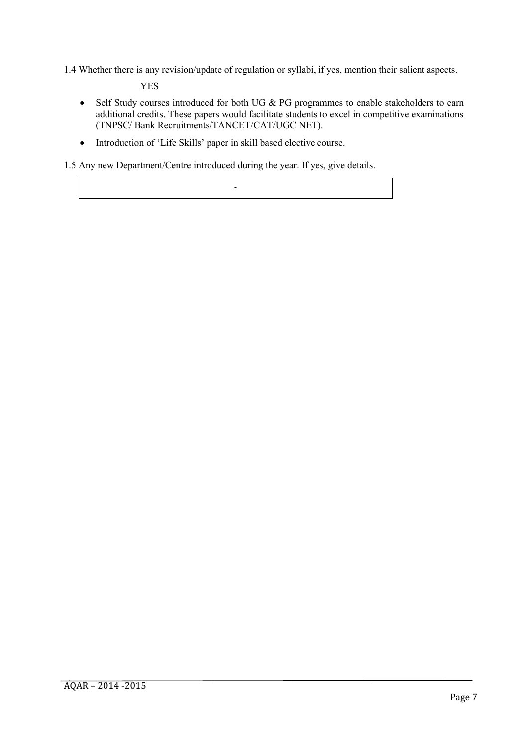1.4 Whether there is any revision/update of regulation or syllabi, if yes, mention their salient aspects.

YES

- Self Study courses introduced for both UG & PG programmes to enable stakeholders to earn additional credits. These papers would facilitate students to excel in competitive examinations (TNPSC/ Bank Recruitments/TANCET/CAT/UGC NET).
- Introduction of 'Life Skills' paper in skill based elective course.

1.5 Any new Department/Centre introduced during the year. If yes, give details.

| - |
|---|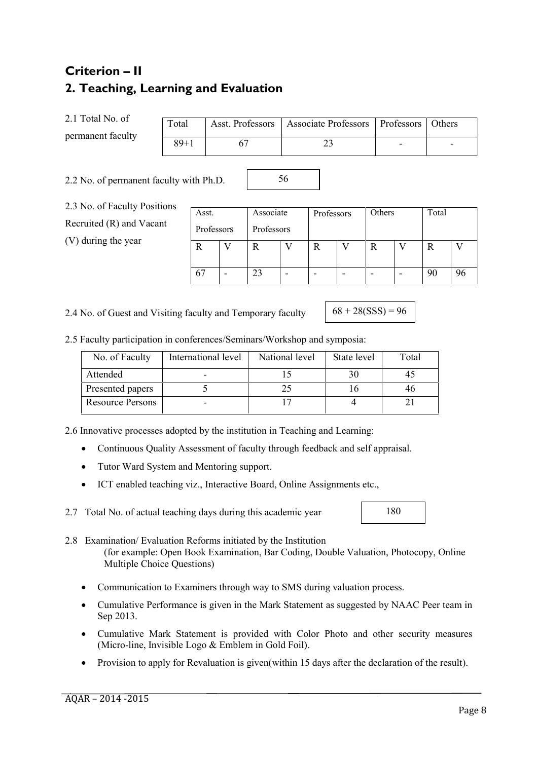# Criterion – II

## 2. Teaching, Learning and Evaluation

2.1 Total No. of permanent faculty

| Total | Asst. Professors | Associate Professors | Professors | Others |
|---|---|---|---|---|
| 89+1 | 67 | 23 | - | - |

2.2 No. of permanent faculty with Ph.D. 56

2.3 No. of Faculty Positions Recruited (R) and Vacant (V) during the year

| Asst. Professors | | Associate Professors | | Professors | | Others | | Total | |
|---|---|---|---|---|---|---|---|---|---|
| R | V | R | V | R | V | R | V | R | V |
| 67 | - | 23 | - | - | - | - | - | 90 | 96 |

2.4 No. of Guest and Visiting faculty and Temporary faculty 68 + 28(SSS) = 96

2.5 Faculty participation in conferences/Seminars/Workshop and symposia:

| No. of Faculty | International level | National level | State level | Total |
|---|---|---|---|---|
| Attended | - | 15 | 30 | 45 |
| Presented papers | 5 | 25 | 16 | 46 |
| Resource Persons | - | 17 | 4 | 21 |

2.6 Innovative processes adopted by the institution in Teaching and Learning:

- Continuous Quality Assessment of faculty through feedback and self appraisal.
- Tutor Ward System and Mentoring support.
- ICT enabled teaching viz., Interactive Board, Online Assignments etc.,

2.7 Total No. of actual teaching days during this academic year 180

2.8 Examination/ Evaluation Reforms initiated by the Institution
(for example: Open Book Examination, Bar Coding, Double Valuation, Photocopy, Online Multiple Choice Questions)

- Communication to Examiners through way to SMS during valuation process.
- Cumulative Performance is given in the Mark Statement as suggested by NAAC Peer team in Sep 2013.
- Cumulative Mark Statement is provided with Color Photo and other security measures (Micro-line, Invisible Logo & Emblem in Gold Foil).
- Provision to apply for Revaluation is given(within 15 days after the declaration of the result).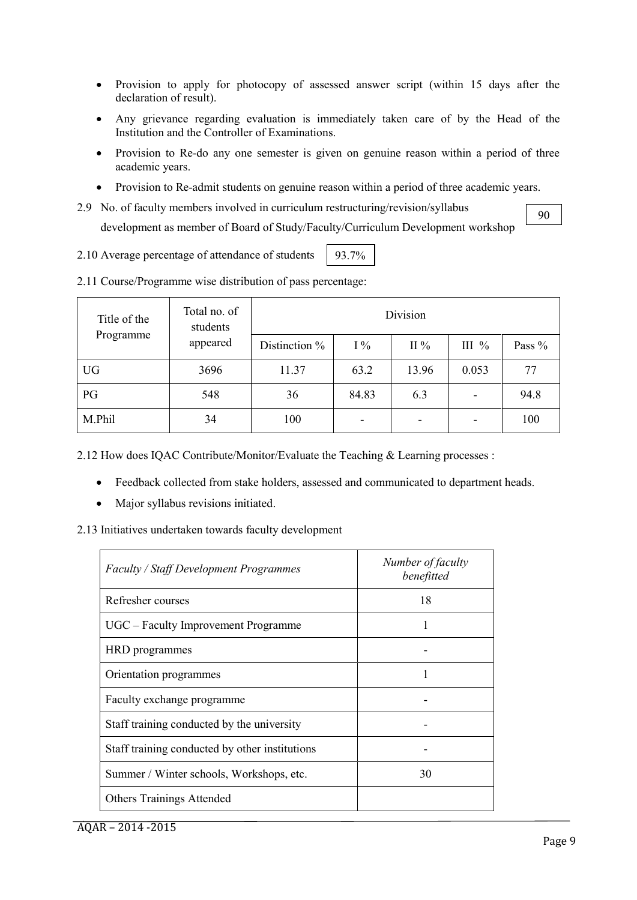- Provision to apply for photocopy of assessed answer script (within 15 days after the declaration of result).
- Any grievance regarding evaluation is immediately taken care of by the Head of the Institution and the Controller of Examinations.
- Provision to Re-do any one semester is given on genuine reason within a period of three academic years.
- Provision to Re-admit students on genuine reason within a period of three academic years.

2.9 No. of faculty members involved in curriculum restructuring/revision/syllabus development as member of Board of Study/Faculty/Curriculum Development workshop: 90

2.10 Average percentage of attendance of students: 93.7%

2.11 Course/Programme wise distribution of pass percentage:

| Title of the Programme | Total no. of students appeared | Division | | | | |
|---|---|---|---|---|---|---|
| | | Distinction % | I % | II % | III % | Pass % |
| UG | 3696 | 11.37 | 63.2 | 13.96 | 0.053 | 77 |
| PG | 548 | 36 | 84.83 | 6.3 | - | 94.8 |
| M.Phil | 34 | 100 | - | - | - | 100 |

2.12 How does IQAC Contribute/Monitor/Evaluate the Teaching & Learning processes :

- Feedback collected from stake holders, assessed and communicated to department heads.
- Major syllabus revisions initiated.

2.13 Initiatives undertaken towards faculty development

| *Faculty / Staff Development Programmes* | *Number of faculty benefitted* |
|---|---|
| Refresher courses | 18 |
| UGC – Faculty Improvement Programme | 1 |
| HRD programmes | - |
| Orientation programmes | 1 |
| Faculty exchange programme | - |
| Staff training conducted by the university | - |
| Staff training conducted by other institutions | - |
| Summer / Winter schools, Workshops, etc. | 30 |
| Others Trainings Attended | |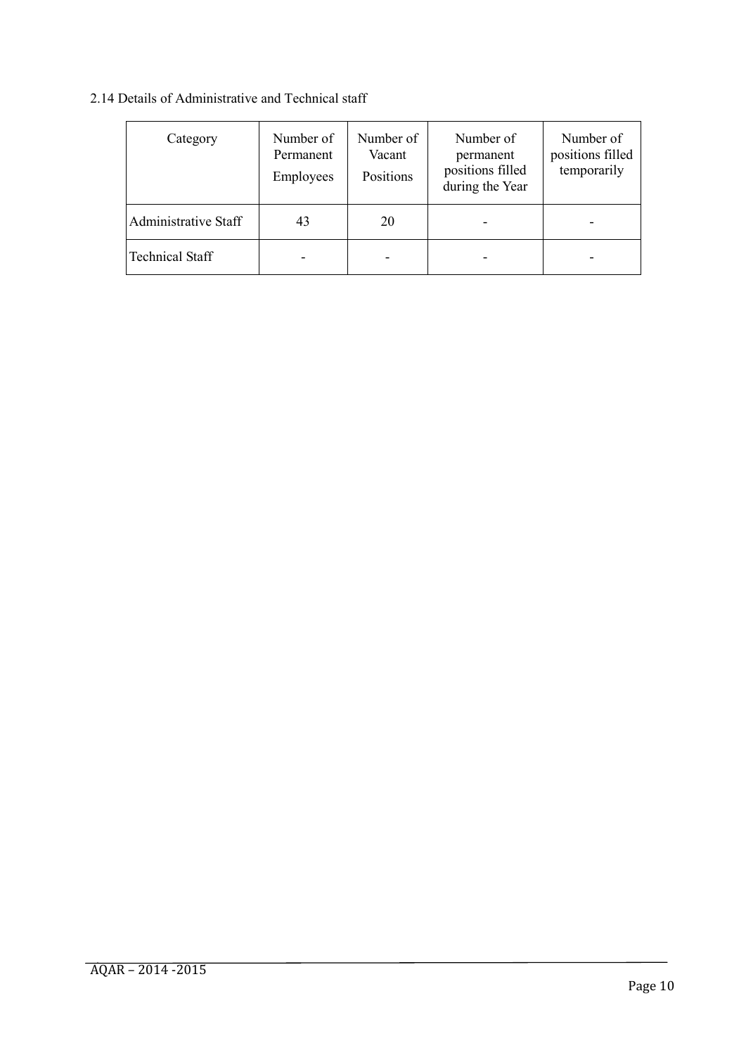2.14 Details of Administrative and Technical staff

| Category | Number of Permanent Employees | Number of Vacant Positions | Number of permanent positions filled during the Year | Number of positions filled temporarily |
|---|---|---|---|---|
| Administrative Staff | 43 | 20 | - | - |
| Technical Staff | - | - | - | - |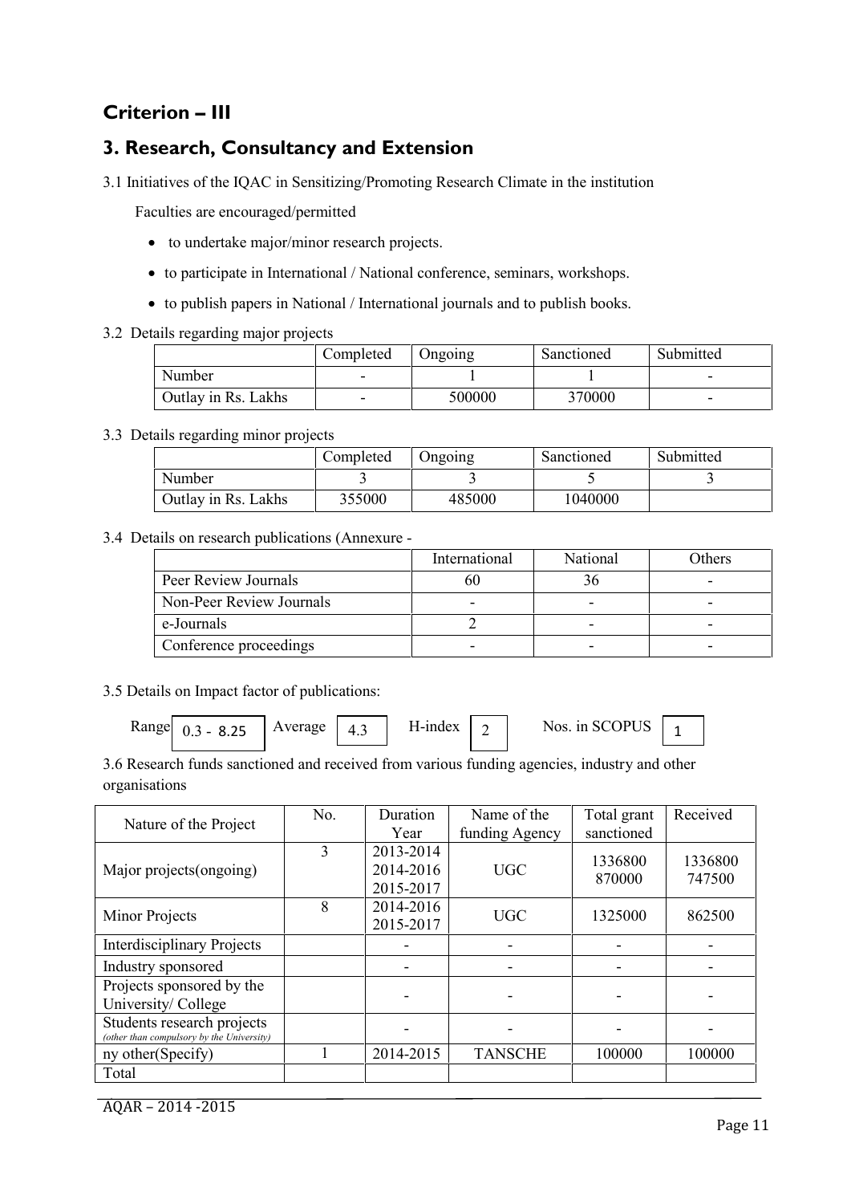## Criterion – III

## 3. Research, Consultancy and Extension

3.1 Initiatives of the IQAC in Sensitizing/Promoting Research Climate in the institution

Faculties are encouraged/permitted

- to undertake major/minor research projects.
- to participate in International / National conference, seminars, workshops.
- to publish papers in National / International journals and to publish books.

3.2 Details regarding major projects

| | Completed | Ongoing | Sanctioned | Submitted |
|---|---|---|---|---|
| Number | - | 1 | 1 | - |
| Outlay in Rs. Lakhs | - | 500000 | 370000 | - |

3.3 Details regarding minor projects

| | Completed | Ongoing | Sanctioned | Submitted |
|---|---|---|---|---|
| Number | 3 | 3 | 5 | 3 |
| Outlay in Rs. Lakhs | 355000 | 485000 | 1040000 | |

3.4 Details on research publications (Annexure -

| | International | National | Others |
|---|---|---|---|
| Peer Review Journals | 60 | 36 | - |
| Non-Peer Review Journals | - | - | - |
| e-Journals | 2 | - | - |
| Conference proceedings | - | - | - |

3.5 Details on Impact factor of publications:

Range 0.3 - 8.25 Average 4.3 H-index 2 Nos. in SCOPUS 1

3.6 Research funds sanctioned and received from various funding agencies, industry and other organisations

| Nature of the Project | No. | Duration Year | Name of the funding Agency | Total grant sanctioned | Received |
|---|---|---|---|---|---|
| Major projects(ongoing) | 3 | 2013-2014<br>2014-2016<br>2015-2017 | UGC | 1336800<br>870000 | 1336800<br>747500 |
| Minor Projects | 8 | 2014-2016<br>2015-2017 | UGC | 1325000 | 862500 |
| Interdisciplinary Projects | | - | - | - | - |
| Industry sponsored | | - | - | - | - |
| Projects sponsored by the University/ College | | - | - | - | - |
| Students research projects *(other than compulsory by the University)* | | - | - | - | - |
| ny other(Specify) | 1 | 2014-2015 | TANSCHE | 100000 | 100000 |
| Total | | | | | |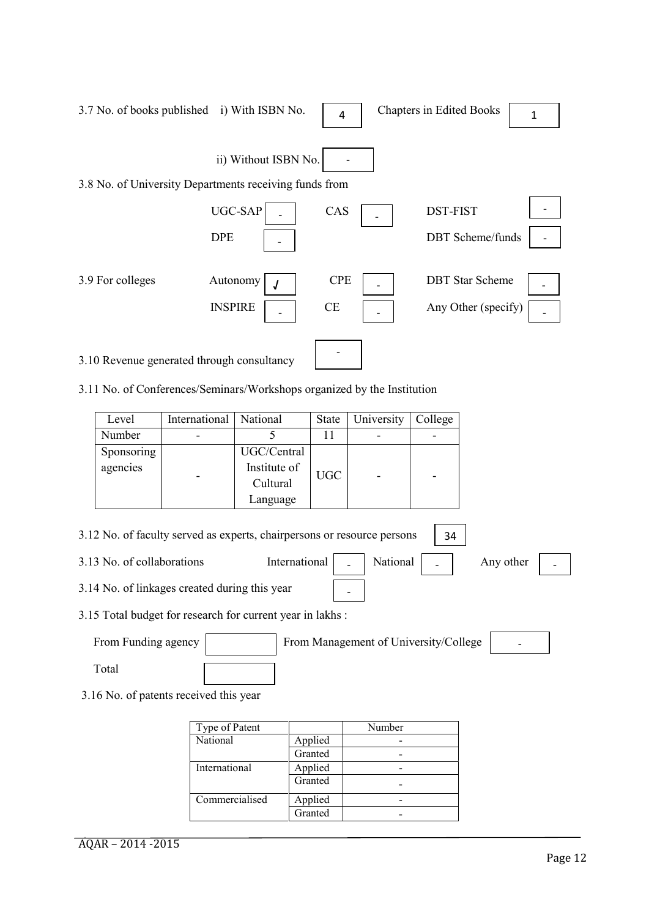3.7 No. of books published i) With ISBN No. 4 Chapters in Edited Books 1

ii) Without ISBN No. -

3.8 No. of University Departments receiving funds from

| | | | | | |
|---|---|---|---|---|---|
| UGC-SAP | - | CAS | - | DST-FIST | - |
| DPE | - | | | DBT Scheme/funds | - |

3.9 For colleges

| | | | | | |
|---|---|---|---|---|---|
| Autonomy | √ | CPE | - | DBT Star Scheme | - |
| INSPIRE | - | CE | - | Any Other (specify) | - |

3.10 Revenue generated through consultancy -

3.11 No. of Conferences/Seminars/Workshops organized by the Institution

| Level | International | National | State | University | College |
|---|---|---|---|---|---|
| Number | - | 5 | 11 | - | - |
| Sponsoring agencies | - | UGC/Central Institute of Cultural Language | UGC | - | - |

3.12 No. of faculty served as experts, chairpersons or resource persons 34

3.13 No. of collaborations International - National - Any other -

3.14 No. of linkages created during this year -

3.15 Total budget for research for current year in lakhs :

From Funding agency From Management of University/College -

Total

3.16 No. of patents received this year

| Type of Patent | | Number |
|---|---|---|
| National | Applied | - |
| | Granted | - |
| International | Applied | - |
| | Granted | - |
| Commercialised | Applied | - |
| | Granted | - |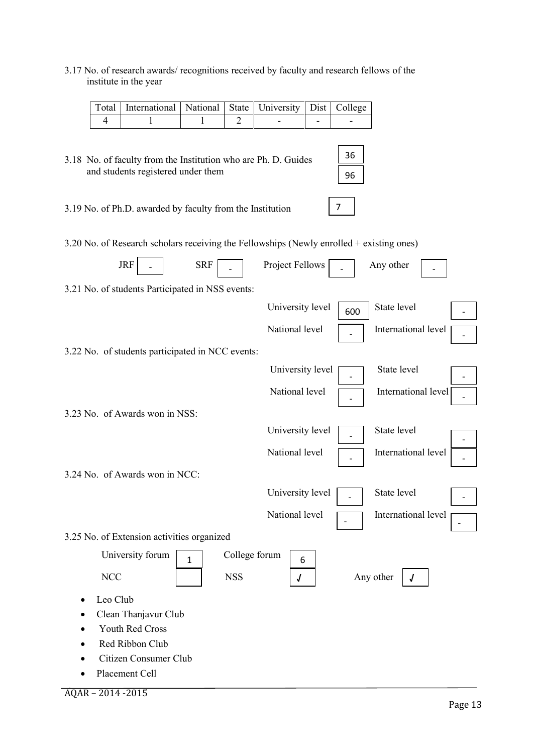3.17 No. of research awards/ recognitions received by faculty and research fellows of the institute in the year

| Total | International | National | State | University | Dist | College |
|---|---|---|---|---|---|---|
| 4 | 1 | 1 | 2 | - | - | - |

3.18 No. of faculty from the Institution who are Ph. D. Guides and students registered under them

| | |
|---|---|
| Ph. D. Guides | 36 |
| Students registered | 96 |

3.19 No. of Ph.D. awarded by faculty from the Institution: 7

3.20 No. of Research scholars receiving the Fellowships (Newly enrolled + existing ones)

| JRF | SRF | Project Fellows | Any other |
|---|---|---|---|
| - | - | - | - |

3.21 No. of students Participated in NSS events:

| University level | State level | National level | International level |
|---|---|---|---|
| 600 | - | - | - |

3.22 No. of students participated in NCC events:

| University level | State level | National level | International level |
|---|---|---|---|
| - | - | - | - |

3.23 No. of Awards won in NSS:

| University level | State level | National level | International level |
|---|---|---|---|
| - | - | - | - |

3.24 No. of Awards won in NCC:

| University level | State level | National level | International level |
|---|---|---|---|
| - | - | - | - |

3.25 No. of Extension activities organized

| University forum | College forum | NCC | NSS | Any other |
|---|---|---|---|---|
| 1 | 6 | | ✓ | ✓ |

- Leo Club
- Clean Thanjavur Club
- Youth Red Cross
- Red Ribbon Club
- Citizen Consumer Club
- Placement Cell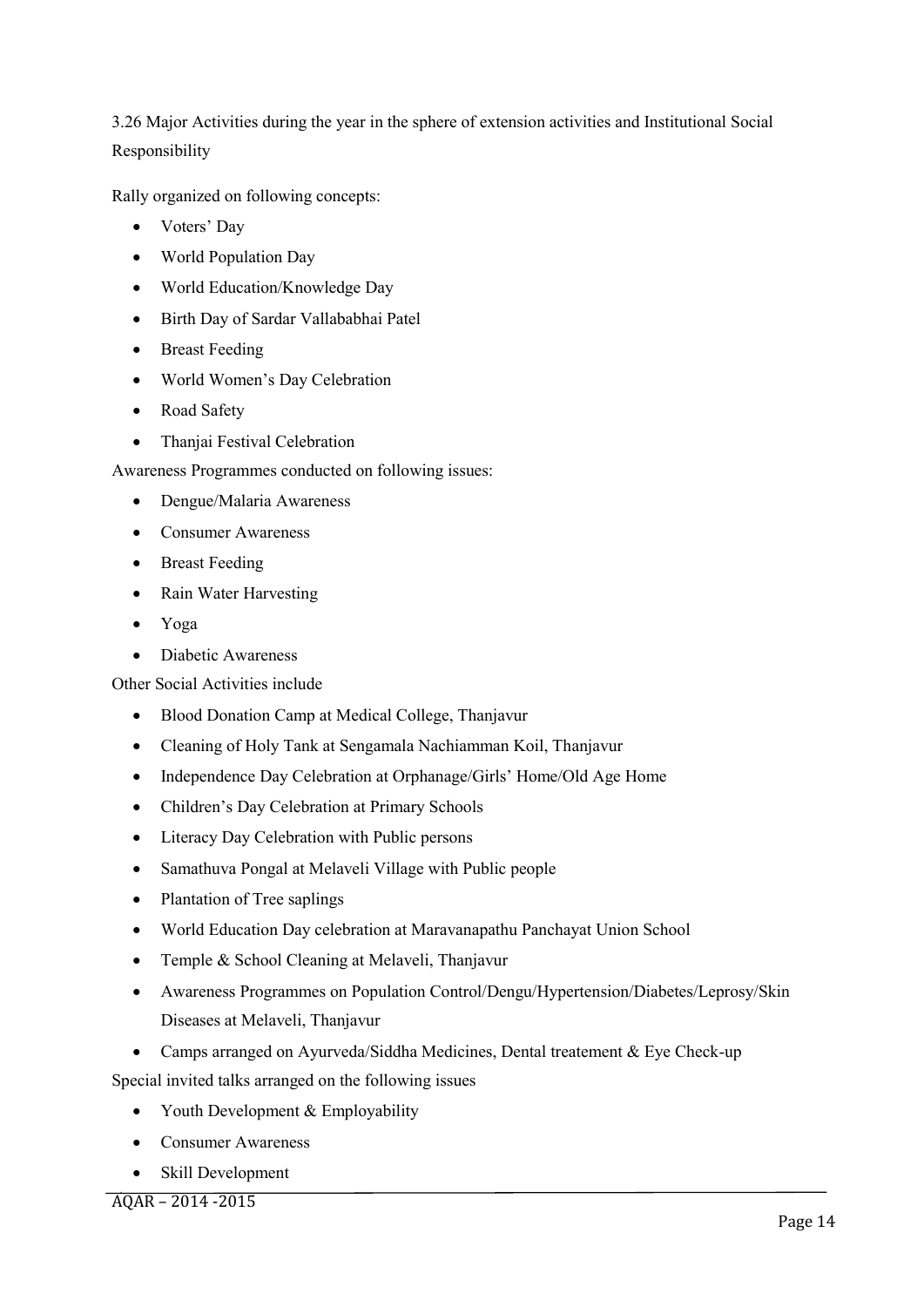3.26 Major Activities during the year in the sphere of extension activities and Institutional Social Responsibility

Rally organized on following concepts:

- Voters' Day
- World Population Day
- World Education/Knowledge Day
- Birth Day of Sardar Vallababhai Patel
- Breast Feeding
- World Women's Day Celebration
- Road Safety
- Thanjai Festival Celebration

Awareness Programmes conducted on following issues:

- Dengue/Malaria Awareness
- Consumer Awareness
- Breast Feeding
- Rain Water Harvesting
- Yoga
- Diabetic Awareness

Other Social Activities include

- Blood Donation Camp at Medical College, Thanjavur
- Cleaning of Holy Tank at Sengamala Nachiamman Koil, Thanjavur
- Independence Day Celebration at Orphanage/Girls' Home/Old Age Home
- Children's Day Celebration at Primary Schools
- Literacy Day Celebration with Public persons
- Samathuva Pongal at Melaveli Village with Public people
- Plantation of Tree saplings
- World Education Day celebration at Maravanapathu Panchayat Union School
- Temple & School Cleaning at Melaveli, Thanjavur
- Awareness Programmes on Population Control/Dengu/Hypertension/Diabetes/Leprosy/Skin Diseases at Melaveli, Thanjavur
- Camps arranged on Ayurveda/Siddha Medicines, Dental treatement & Eye Check-up

Special invited talks arranged on the following issues

- Youth Development & Employability
- Consumer Awareness
- Skill Development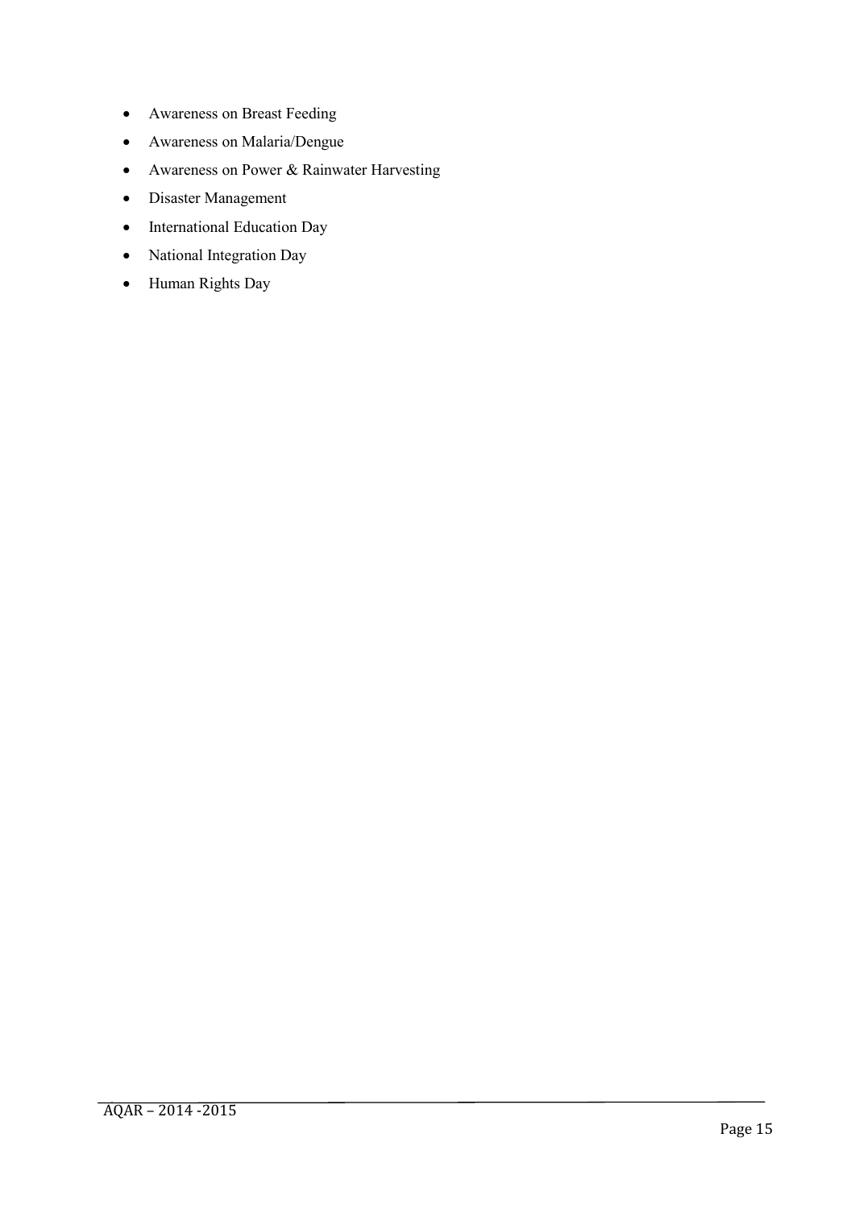- Awareness on Breast Feeding
- Awareness on Malaria/Dengue
- Awareness on Power & Rainwater Harvesting
- Disaster Management
- International Education Day
- National Integration Day
- Human Rights Day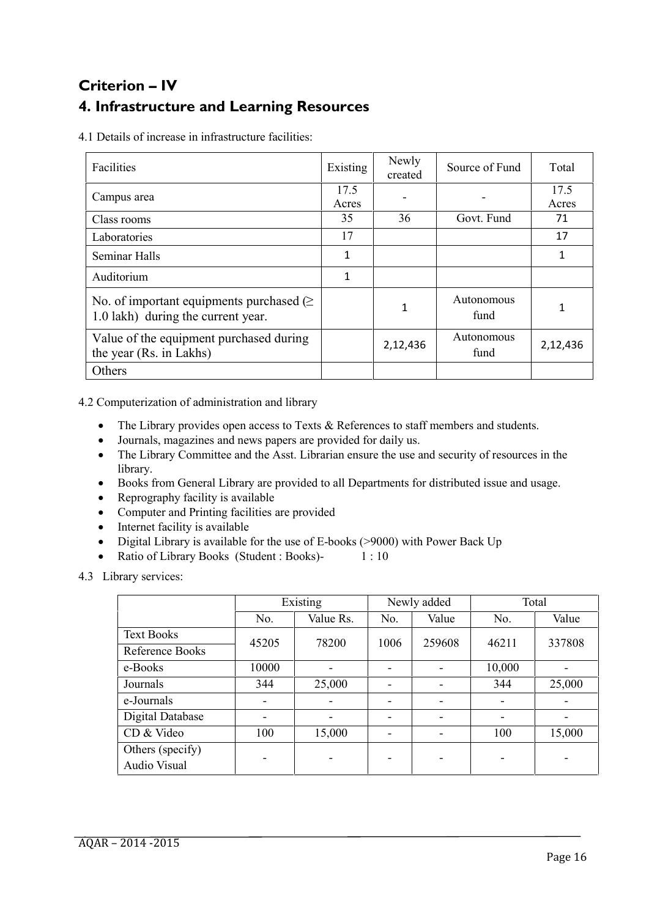# Criterion – IV

## 4. Infrastructure and Learning Resources

4.1 Details of increase in infrastructure facilities:

| Facilities | Existing | Newly created | Source of Fund | Total |
|---|---|---|---|---|
| Campus area | 17.5 Acres | - | - | 17.5 Acres |
| Class rooms | 35 | 36 | Govt. Fund | 71 |
| Laboratories | 17 | | | 17 |
| Seminar Halls | 1 | | | 1 |
| Auditorium | 1 | | | |
| No. of important equipments purchased (≥ 1.0 lakh) during the current year. | | 1 | Autonomous fund | 1 |
| Value of the equipment purchased during the year (Rs. in Lakhs) | | 2,12,436 | Autonomous fund | 2,12,436 |
| Others | | | | |

4.2 Computerization of administration and library

- The Library provides open access to Texts & References to staff members and students.
- Journals, magazines and news papers are provided for daily us.
- The Library Committee and the Asst. Librarian ensure the use and security of resources in the library.
- Books from General Library are provided to all Departments for distributed issue and usage.
- Reprography facility is available
- Computer and Printing facilities are provided
- Internet facility is available
- Digital Library is available for the use of E-books (>9000) with Power Back Up
- Ratio of Library Books (Student : Books)- 1 : 10

4.3 Library services:

| | Existing | | Newly added | | Total | |
|---|---|---|---|---|---|---|
| | No. | Value Rs. | No. | Value | No. | Value |
| Text Books / Reference Books | 45205 | 78200 | 1006 | 259608 | 46211 | 337808 |
| e-Books | 10000 | - | - | - | 10,000 | - |
| Journals | 344 | 25,000 | - | - | 344 | 25,000 |
| e-Journals | - | - | - | - | - | - |
| Digital Database | - | - | - | - | - | - |
| CD & Video | 100 | 15,000 | - | - | 100 | 15,000 |
| Others (specify) Audio Visual | - | - | - | - | - | - |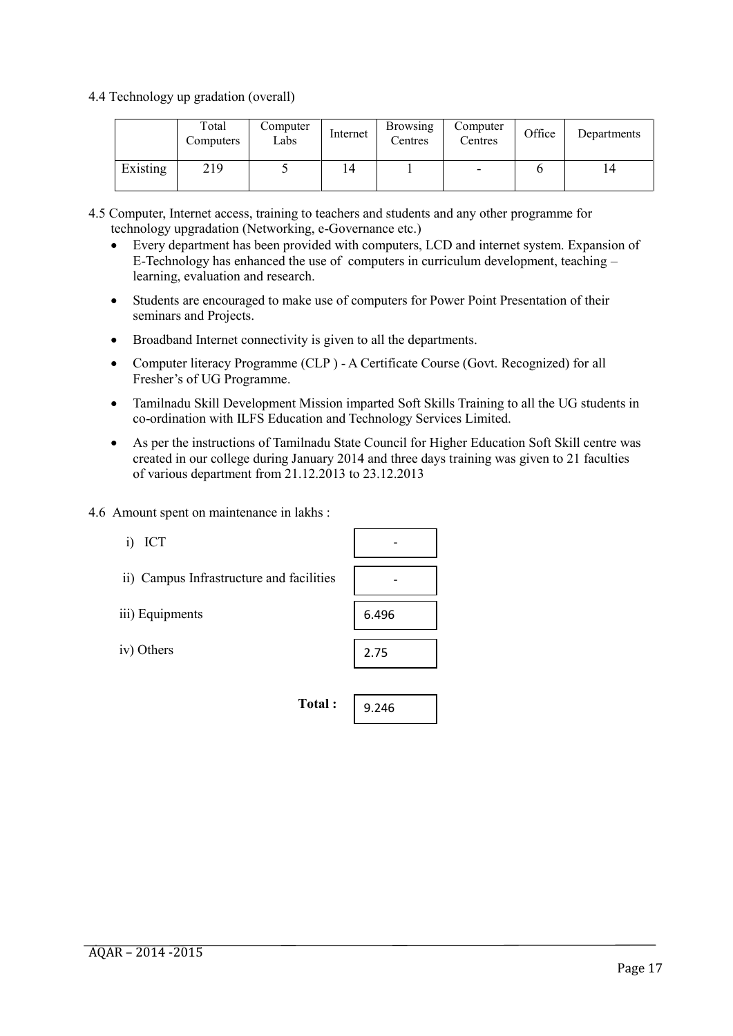4.4 Technology up gradation (overall)

| | Total Computers | Computer Labs | Internet | Browsing Centres | Computer Centres | Office | Departments |
|---|---|---|---|---|---|---|---|
| Existing | 219 | 5 | 14 | 1 | - | 6 | 14 |

4.5 Computer, Internet access, training to teachers and students and any other programme for technology upgradation (Networking, e-Governance etc.)

- Every department has been provided with computers, LCD and internet system. Expansion of E-Technology has enhanced the use of computers in curriculum development, teaching – learning, evaluation and research.
- Students are encouraged to make use of computers for Power Point Presentation of their seminars and Projects.
- Broadband Internet connectivity is given to all the departments.
- Computer literacy Programme (CLP ) - A Certificate Course (Govt. Recognized) for all Fresher's of UG Programme.
- Tamilnadu Skill Development Mission imparted Soft Skills Training to all the UG students in co-ordination with ILFS Education and Technology Services Limited.
- As per the instructions of Tamilnadu State Council for Higher Education Soft Skill centre was created in our college during January 2014 and three days training was given to 21 faculties of various department from 21.12.2013 to 23.12.2013

4.6 Amount spent on maintenance in lakhs :

| | |
|---|---|
| i) ICT | - |
| ii) Campus Infrastructure and facilities | - |
| iii) Equipments | 6.496 |
| iv) Others | 2.75 |
| **Total :** | 9.246 |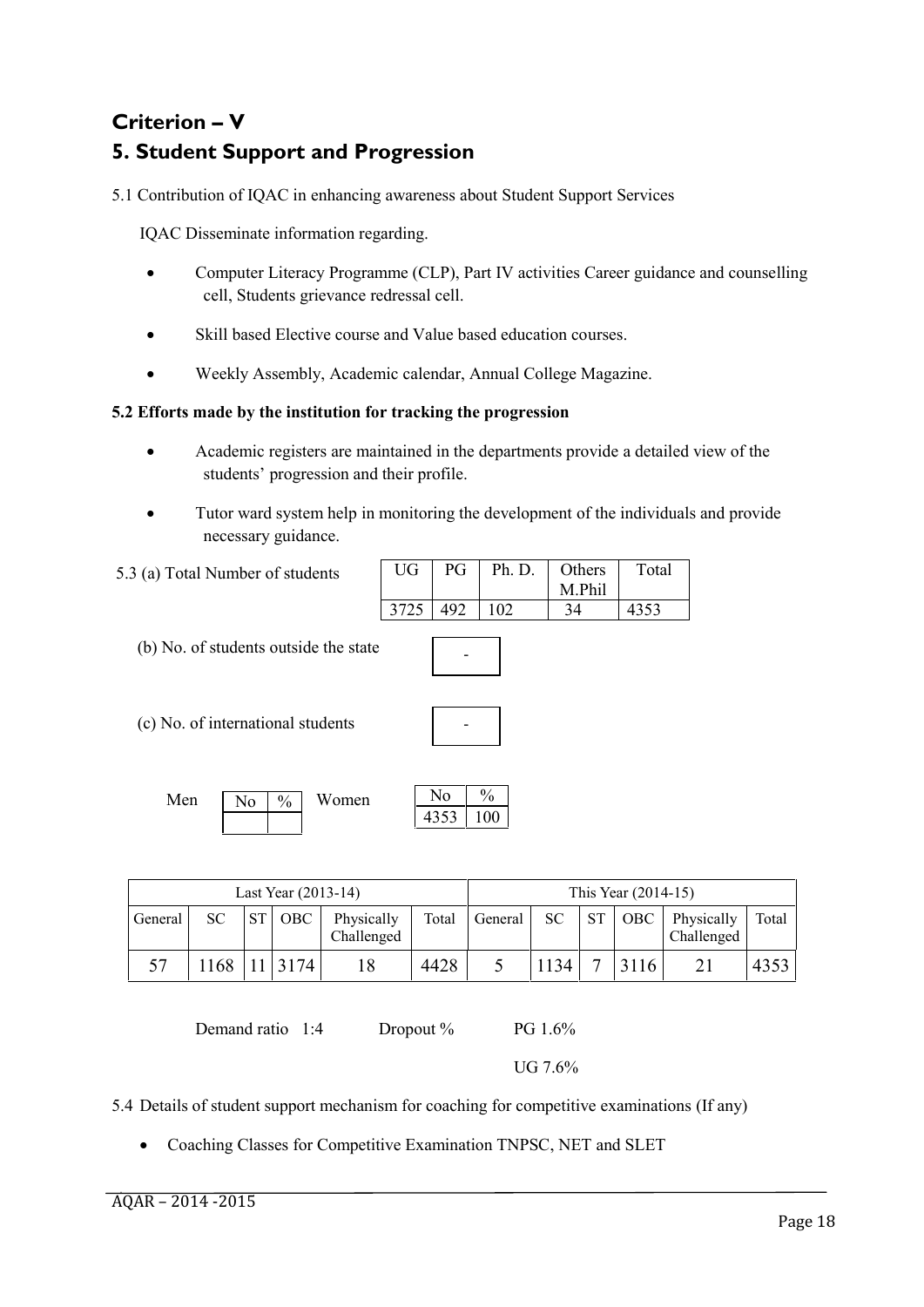## Criterion – V

## 5. Student Support and Progression

5.1 Contribution of IQAC in enhancing awareness about Student Support Services

IQAC Disseminate information regarding.

- Computer Literacy Programme (CLP), Part IV activities Career guidance and counselling cell, Students grievance redressal cell.
- Skill based Elective course and Value based education courses.
- Weekly Assembly, Academic calendar, Annual College Magazine.

**5.2 Efforts made by the institution for tracking the progression**

- Academic registers are maintained in the departments provide a detailed view of the students' progression and their profile.
- Tutor ward system help in monitoring the development of the individuals and provide necessary guidance.

5.3 (a) Total Number of students

| UG | PG | Ph. D. | Others M.Phil | Total |
|---|---|---|---|---|
| 3725 | 492 | 102 | 34 | 4353 |

(b) No. of students outside the state: -

(c) No. of international students: -

Men

| No | % |
|---|---|
| | |

Women

| No | % |
|---|---|
| 4353 | 100 |

| Last Year (2013-14) | | | | | | This Year (2014-15) | | | | | |
|---|---|---|---|---|---|---|---|---|---|---|---|
| General | SC | ST | OBC | Physically Challenged | Total | General | SC | ST | OBC | Physically Challenged | Total |
| 57 | 1168 | 11 | 3174 | 18 | 4428 | 5 | 1134 | 7 | 3116 | 21 | 4353 |

Demand ratio 1:4 Dropout % PG 1.6%

UG 7.6%

5.4 Details of student support mechanism for coaching for competitive examinations (If any)

- Coaching Classes for Competitive Examination TNPSC, NET and SLET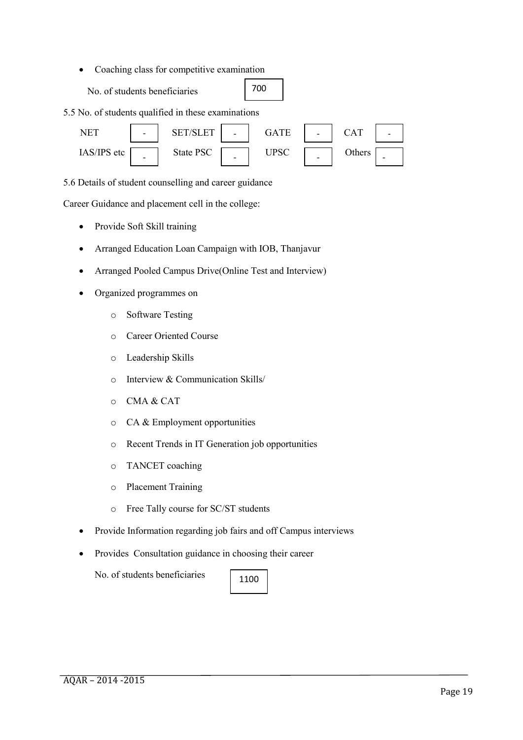- Coaching class for competitive examination

  No. of students beneficiaries: 700

5.5 No. of students qualified in these examinations

| NET | - | SET/SLET | - | GATE | - | CAT | - |
|---|---|---|---|---|---|---|---|
| IAS/IPS etc | - | State PSC | - | UPSC | - | Others | - |

5.6 Details of student counselling and career guidance

Career Guidance and placement cell in the college:

- Provide Soft Skill training
- Arranged Education Loan Campaign with IOB, Thanjavur
- Arranged Pooled Campus Drive(Online Test and Interview)
- Organized programmes on
  - Software Testing
  - Career Oriented Course
  - Leadership Skills
  - Interview & Communication Skills/
  - CMA & CAT
  - CA & Employment opportunities
  - Recent Trends in IT Generation job opportunities
  - TANCET coaching
  - Placement Training
  - Free Tally course for SC/ST students
- Provide Information regarding job fairs and off Campus interviews
- Provides Consultation guidance in choosing their career

  No. of students beneficiaries: 1100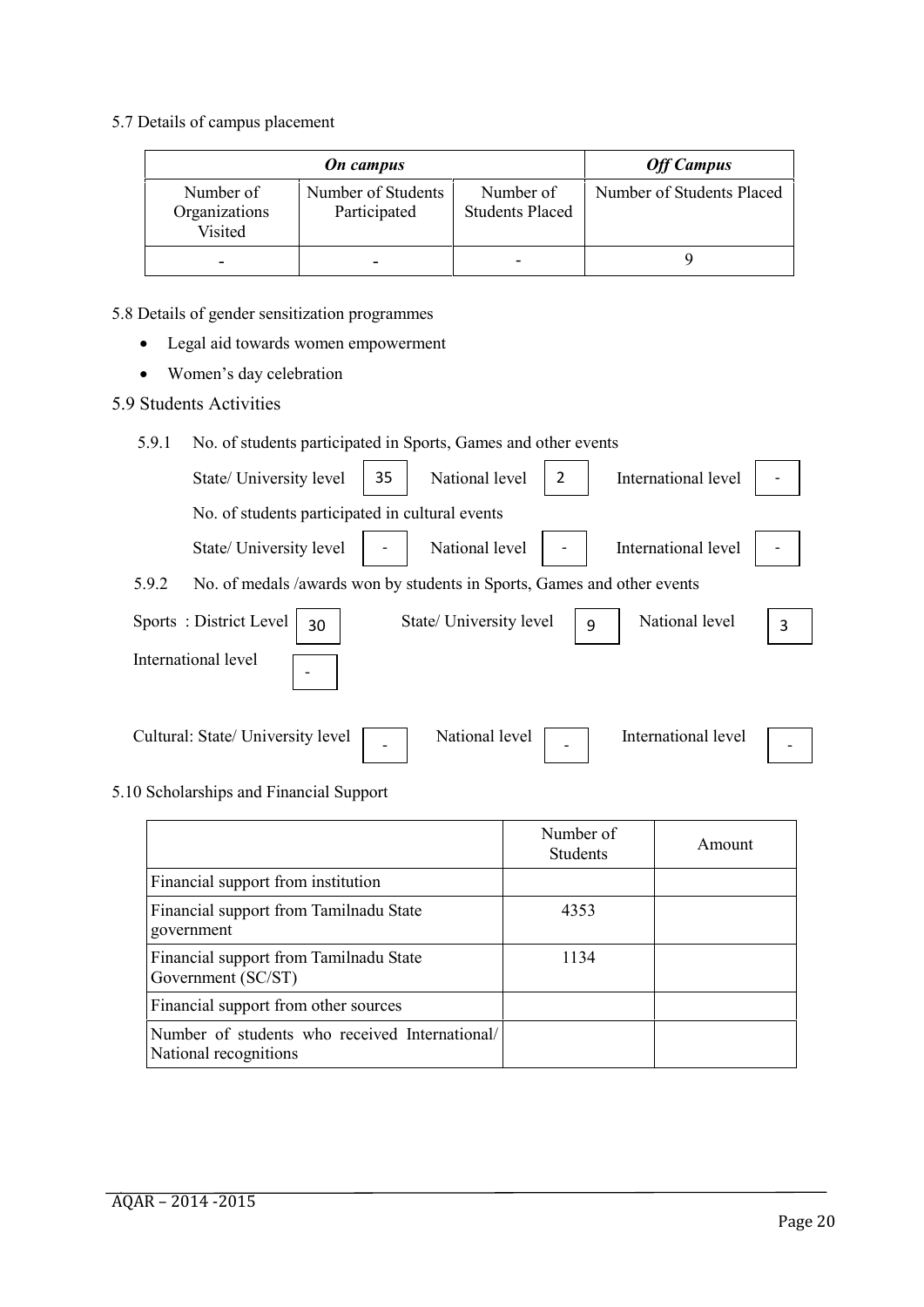5.7 Details of campus placement

| ***On campus*** | | | ***Off Campus*** |
|---|---|---|---|
| Number of Organizations Visited | Number of Students Participated | Number of Students Placed | Number of Students Placed |
| - | - | - | 9 |

5.8 Details of gender sensitization programmes

- Legal aid towards women empowerment
- Women's day celebration

5.9 Students Activities

5.9.1 No. of students participated in Sports, Games and other events

State/ University level 35 National level 2 International level -

No. of students participated in cultural events

State/ University level - National level - International level -

5.9.2 No. of medals /awards won by students in Sports, Games and other events

Sports : District Level 30 State/ University level 9 National level 3

International level -

Cultural: State/ University level - National level - International level -

5.10 Scholarships and Financial Support

| | Number of Students | Amount |
|---|---|---|
| Financial support from institution | | |
| Financial support from Tamilnadu State government | 4353 | |
| Financial support from Tamilnadu State Government (SC/ST) | 1134 | |
| Financial support from other sources | | |
| Number of students who received International/ National recognitions | | |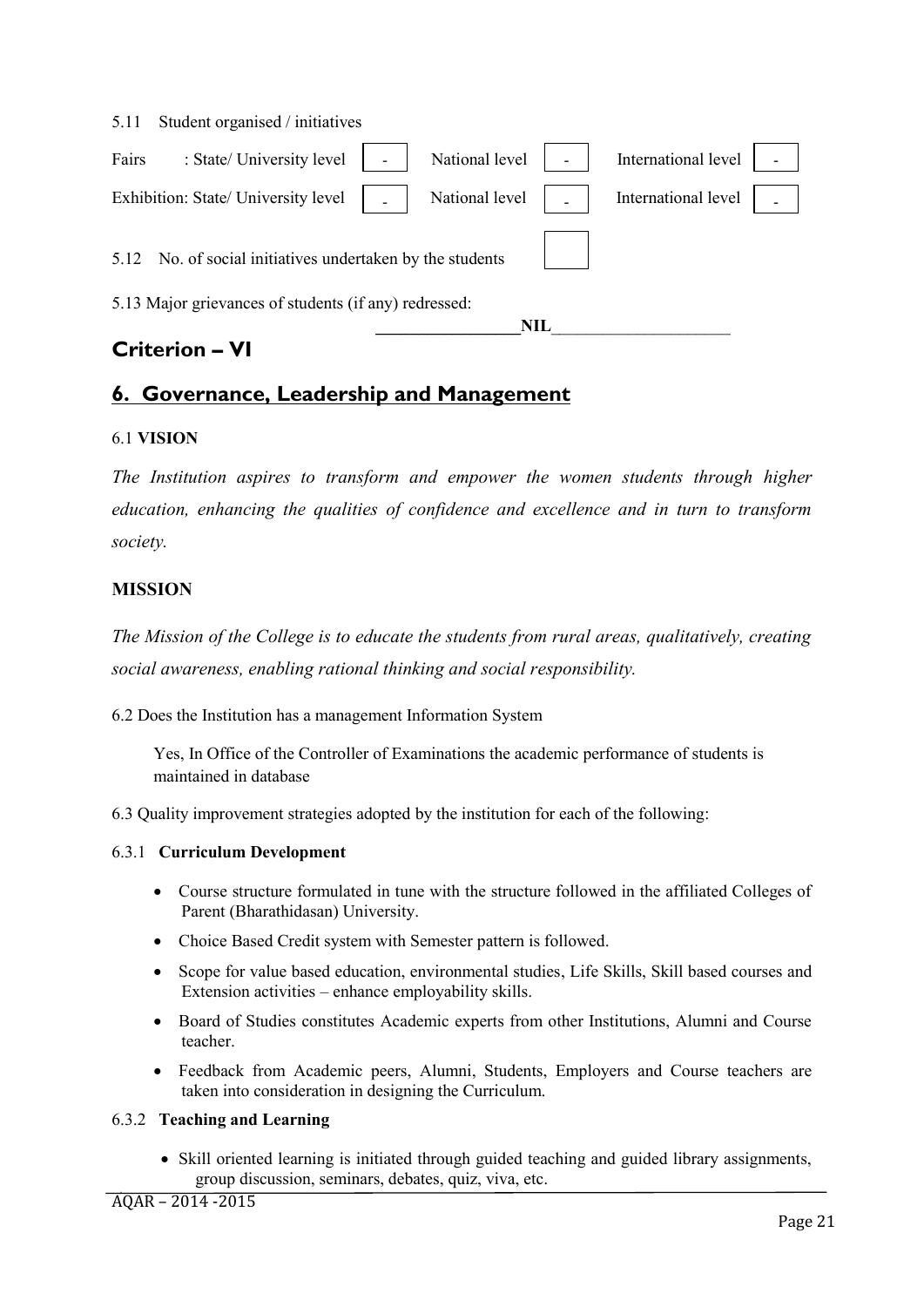5.11 Student organised / initiatives

| | | | | | |
|---|---|---|---|---|---|
| Fairs : State/ University level | - | National level | - | International level | - |
| Exhibition: State/ University level | - | National level | - | International level | - |

5.12 No. of social initiatives undertaken by the students

5.13 Major grievances of students (if any) redressed:

NIL

## Criterion – VI

## 6. Governance, Leadership and Management

6.1 **VISION**

*The Institution aspires to transform and empower the women students through higher education, enhancing the qualities of confidence and excellence and in turn to transform society.*

**MISSION**

*The Mission of the College is to educate the students from rural areas, qualitatively, creating social awareness, enabling rational thinking and social responsibility.*

6.2 Does the Institution has a management Information System

Yes, In Office of the Controller of Examinations the academic performance of students is maintained in database

6.3 Quality improvement strategies adopted by the institution for each of the following:

6.3.1 **Curriculum Development**

- Course structure formulated in tune with the structure followed in the affiliated Colleges of Parent (Bharathidasan) University.
- Choice Based Credit system with Semester pattern is followed.
- Scope for value based education, environmental studies, Life Skills, Skill based courses and Extension activities – enhance employability skills.
- Board of Studies constitutes Academic experts from other Institutions, Alumni and Course teacher.
- Feedback from Academic peers, Alumni, Students, Employers and Course teachers are taken into consideration in designing the Curriculum.

6.3.2 **Teaching and Learning**

- Skill oriented learning is initiated through guided teaching and guided library assignments, group discussion, seminars, debates, quiz, viva, etc.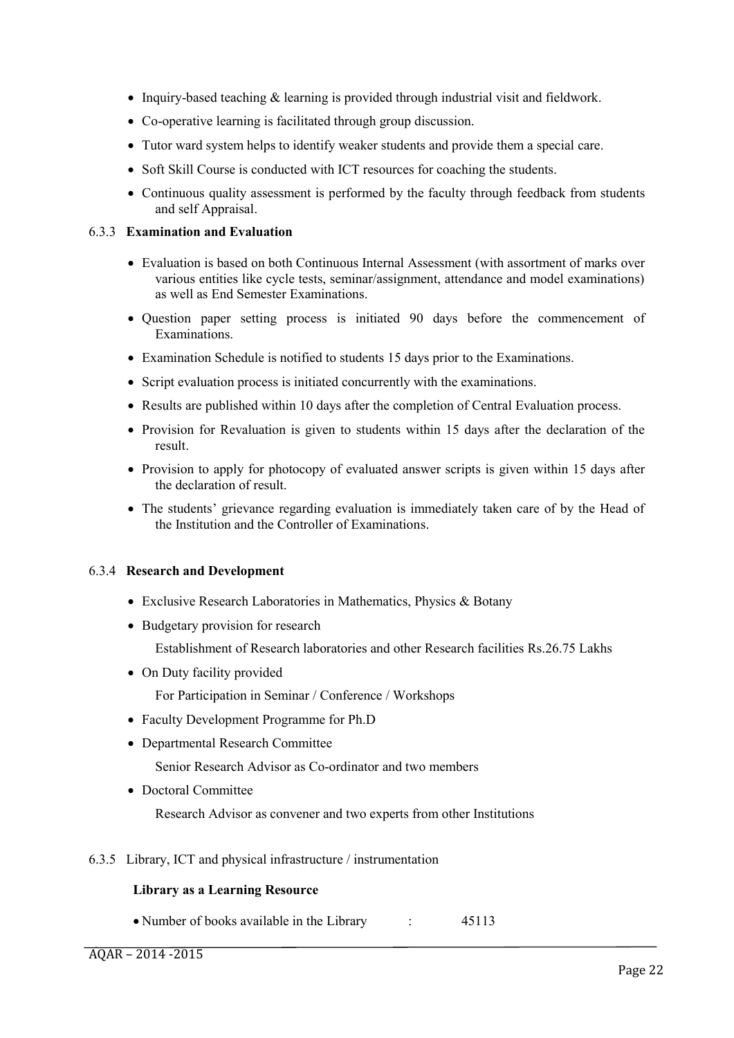- Inquiry-based teaching & learning is provided through industrial visit and fieldwork.
- Co-operative learning is facilitated through group discussion.
- Tutor ward system helps to identify weaker students and provide them a special care.
- Soft Skill Course is conducted with ICT resources for coaching the students.
- Continuous quality assessment is performed by the faculty through feedback from students and self Appraisal.

6.3.3 **Examination and Evaluation**

- Evaluation is based on both Continuous Internal Assessment (with assortment of marks over various entities like cycle tests, seminar/assignment, attendance and model examinations) as well as End Semester Examinations.
- Question paper setting process is initiated 90 days before the commencement of Examinations.
- Examination Schedule is notified to students 15 days prior to the Examinations.
- Script evaluation process is initiated concurrently with the examinations.
- Results are published within 10 days after the completion of Central Evaluation process.
- Provision for Revaluation is given to students within 15 days after the declaration of the result.
- Provision to apply for photocopy of evaluated answer scripts is given within 15 days after the declaration of result.
- The students' grievance regarding evaluation is immediately taken care of by the Head of the Institution and the Controller of Examinations.

6.3.4 **Research and Development**

- Exclusive Research Laboratories in Mathematics, Physics & Botany
- Budgetary provision for research

  Establishment of Research laboratories and other Research facilities Rs.26.75 Lakhs
- On Duty facility provided

  For Participation in Seminar / Conference / Workshops
- Faculty Development Programme for Ph.D
- Departmental Research Committee

  Senior Research Advisor as Co-ordinator and two members
- Doctoral Committee

  Research Advisor as convener and two experts from other Institutions

6.3.5 Library, ICT and physical infrastructure / instrumentation

**Library as a Learning Resource**

- Number of books available in the Library : 45113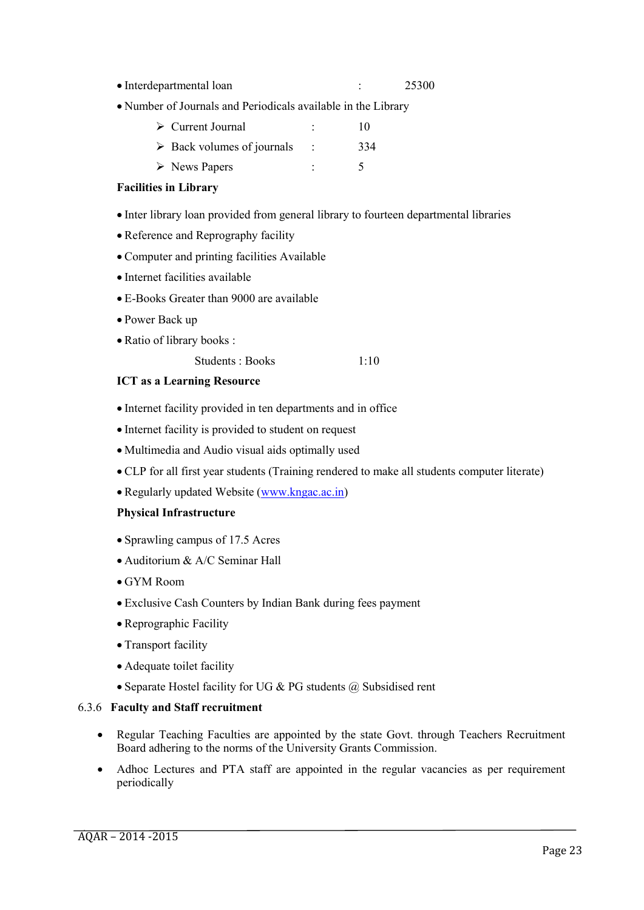- Interdepartmental loan : 25300
- Number of Journals and Periodicals available in the Library
  - ➢ Current Journal : 10
  - ➢ Back volumes of journals : 334
  - ➢ News Papers : 5

**Facilities in Library**

- Inter library loan provided from general library to fourteen departmental libraries
- Reference and Reprography facility
- Computer and printing facilities Available
- Internet facilities available
- E-Books Greater than 9000 are available
- Power Back up
- Ratio of library books :

  Students : Books 1:10

**ICT as a Learning Resource**

- Internet facility provided in ten departments and in office
- Internet facility is provided to student on request
- Multimedia and Audio visual aids optimally used
- CLP for all first year students (Training rendered to make all students computer literate)
- Regularly updated Website (www.kngac.ac.in)

**Physical Infrastructure**

- Sprawling campus of 17.5 Acres
- Auditorium & A/C Seminar Hall
- GYM Room
- Exclusive Cash Counters by Indian Bank during fees payment
- Reprographic Facility
- Transport facility
- Adequate toilet facility
- Separate Hostel facility for UG & PG students @ Subsidised rent

6.3.6 **Faculty and Staff recruitment**

- Regular Teaching Faculties are appointed by the state Govt. through Teachers Recruitment Board adhering to the norms of the University Grants Commission.
- Adhoc Lectures and PTA staff are appointed in the regular vacancies as per requirement periodically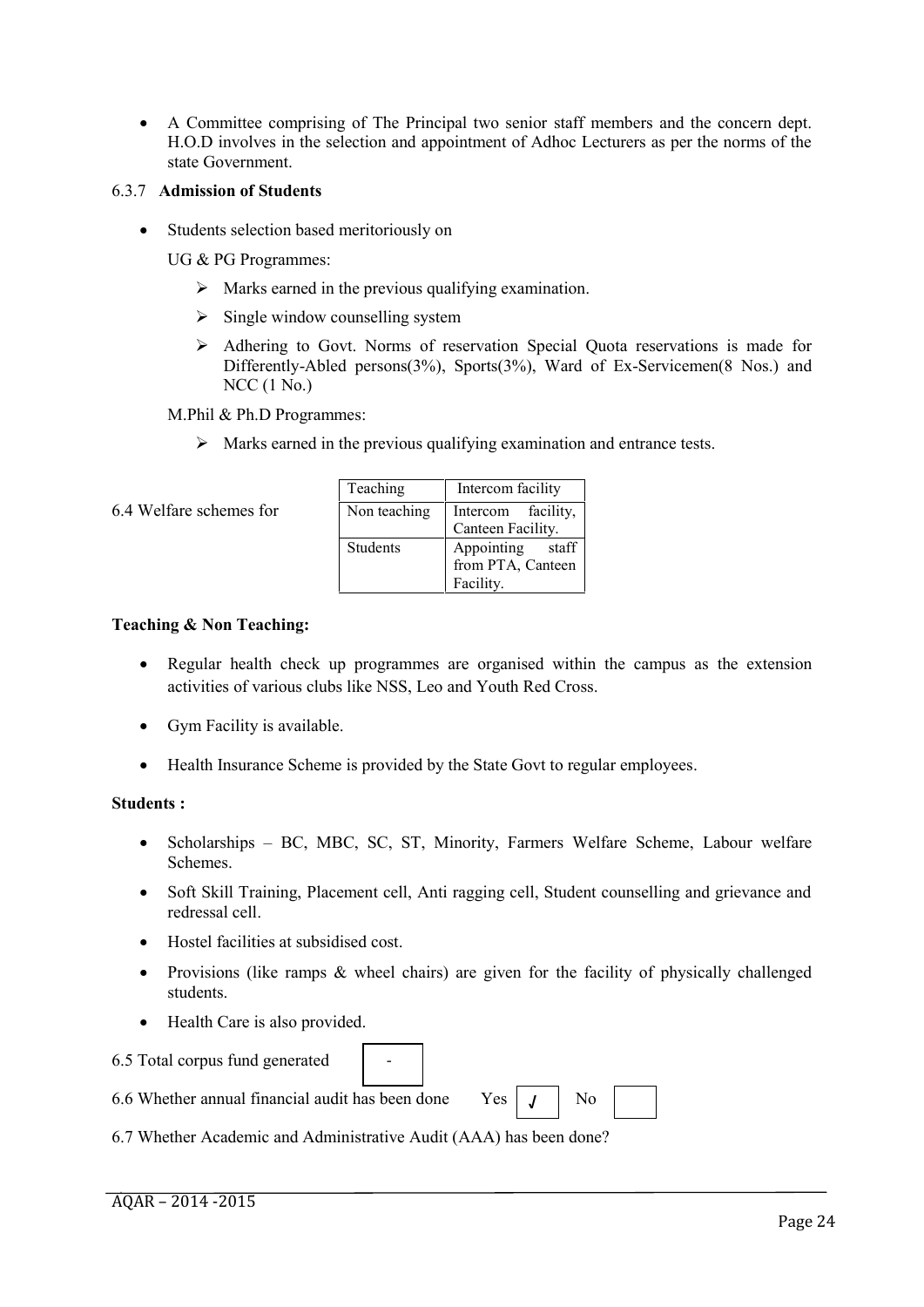- A Committee comprising of The Principal two senior staff members and the concern dept. H.O.D involves in the selection and appointment of Adhoc Lecturers as per the norms of the state Government.

6.3.7 **Admission of Students**

- Students selection based meritoriously on

  UG & PG Programmes:

  - Marks earned in the previous qualifying examination.
  - Single window counselling system
  - Adhering to Govt. Norms of reservation Special Quota reservations is made for Differently-Abled persons(3%), Sports(3%), Ward of Ex-Servicemen(8 Nos.) and NCC (1 No.)

  M.Phil & Ph.D Programmes:

  - Marks earned in the previous qualifying examination and entrance tests.

6.4 Welfare schemes for

| | |
|---|---|
| Teaching | Intercom facility |
| Non teaching | Intercom facility, Canteen Facility. |
| Students | Appointing staff from PTA, Canteen Facility. |

**Teaching & Non Teaching:**

- Regular health check up programmes are organised within the campus as the extension activities of various clubs like NSS, Leo and Youth Red Cross.
- Gym Facility is available.
- Health Insurance Scheme is provided by the State Govt to regular employees.

**Students :**

- Scholarships – BC, MBC, SC, ST, Minority, Farmers Welfare Scheme, Labour welfare Schemes.
- Soft Skill Training, Placement cell, Anti ragging cell, Student counselling and grievance and redressal cell.
- Hostel facilities at subsidised cost.
- Provisions (like ramps & wheel chairs) are given for the facility of physically challenged students.
- Health Care is also provided.

6.5 Total corpus fund generated: -

6.6 Whether annual financial audit has been done Yes ✓ No

6.7 Whether Academic and Administrative Audit (AAA) has been done?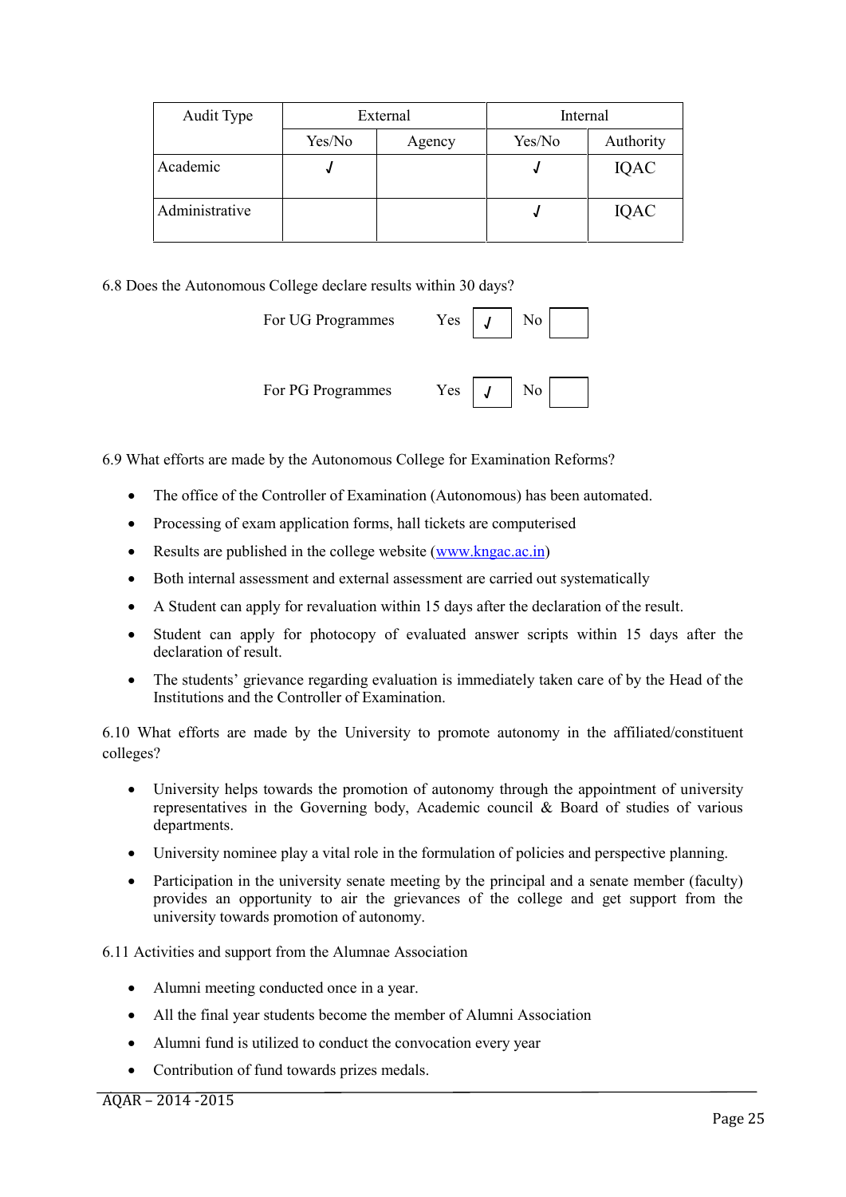| Audit Type | External | | Internal | |
|---|---|---|---|---|
| | Yes/No | Agency | Yes/No | Authority |
| Academic | √ | | √ | IQAC |
| Administrative | | | √ | IQAC |

6.8 Does the Autonomous College declare results within 30 days?

For UG Programmes Yes [√] No [ ]

For PG Programmes Yes [√] No [ ]

6.9 What efforts are made by the Autonomous College for Examination Reforms?

- The office of the Controller of Examination (Autonomous) has been automated.
- Processing of exam application forms, hall tickets are computerised
- Results are published in the college website (www.kngac.ac.in)
- Both internal assessment and external assessment are carried out systematically
- A Student can apply for revaluation within 15 days after the declaration of the result.
- Student can apply for photocopy of evaluated answer scripts within 15 days after the declaration of result.
- The students' grievance regarding evaluation is immediately taken care of by the Head of the Institutions and the Controller of Examination.

6.10 What efforts are made by the University to promote autonomy in the affiliated/constituent colleges?

- University helps towards the promotion of autonomy through the appointment of university representatives in the Governing body, Academic council & Board of studies of various departments.
- University nominee play a vital role in the formulation of policies and perspective planning.
- Participation in the university senate meeting by the principal and a senate member (faculty) provides an opportunity to air the grievances of the college and get support from the university towards promotion of autonomy.

6.11 Activities and support from the Alumnae Association

- Alumni meeting conducted once in a year.
- All the final year students become the member of Alumni Association
- Alumni fund is utilized to conduct the convocation every year
- Contribution of fund towards prizes medals.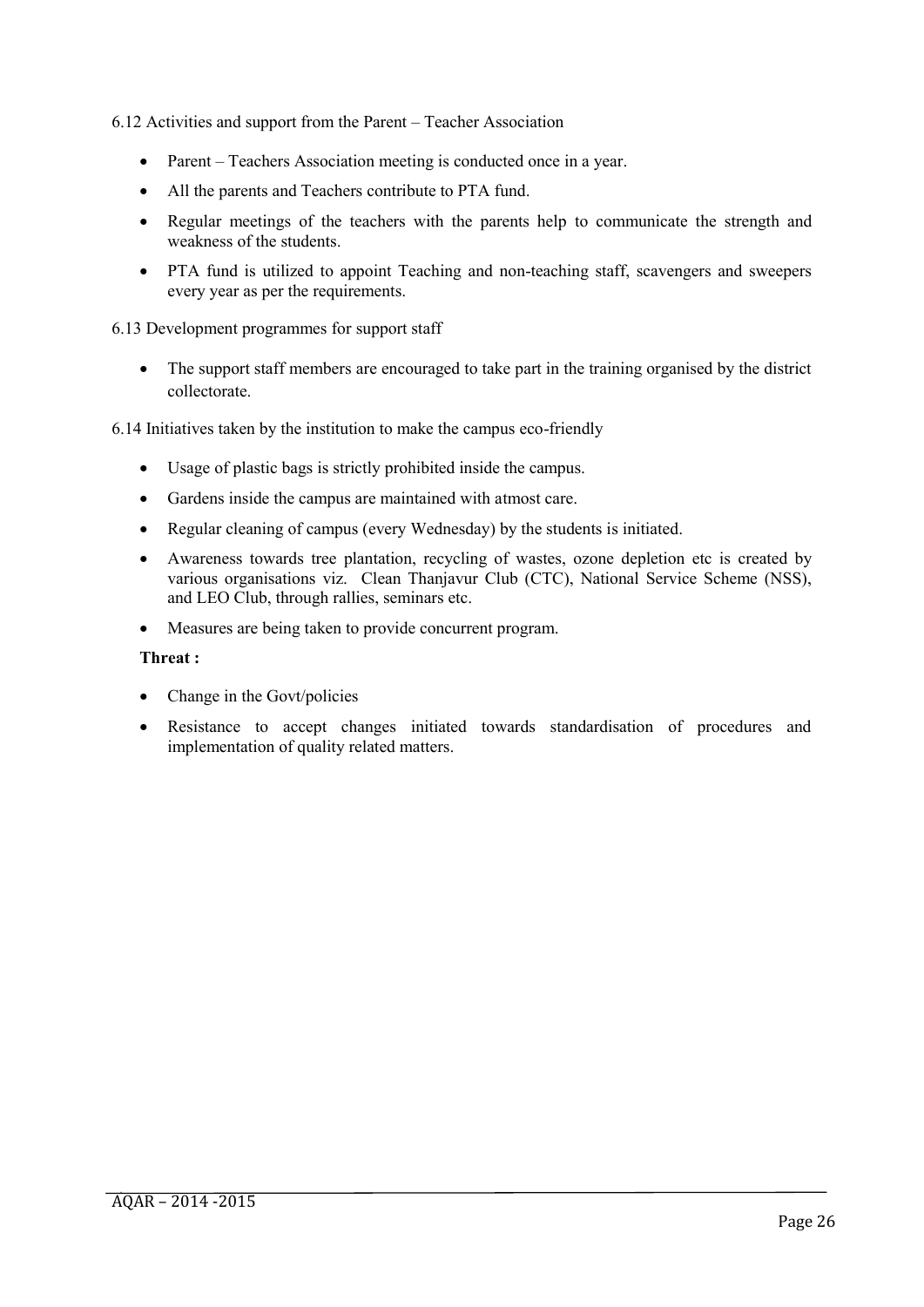6.12 Activities and support from the Parent – Teacher Association

- Parent – Teachers Association meeting is conducted once in a year.
- All the parents and Teachers contribute to PTA fund.
- Regular meetings of the teachers with the parents help to communicate the strength and weakness of the students.
- PTA fund is utilized to appoint Teaching and non-teaching staff, scavengers and sweepers every year as per the requirements.

6.13 Development programmes for support staff

- The support staff members are encouraged to take part in the training organised by the district collectorate.

6.14 Initiatives taken by the institution to make the campus eco-friendly

- Usage of plastic bags is strictly prohibited inside the campus.
- Gardens inside the campus are maintained with atmost care.
- Regular cleaning of campus (every Wednesday) by the students is initiated.
- Awareness towards tree plantation, recycling of wastes, ozone depletion etc is created by various organisations viz. Clean Thanjavur Club (CTC), National Service Scheme (NSS), and LEO Club, through rallies, seminars etc.
- Measures are being taken to provide concurrent program.

**Threat :**

- Change in the Govt/policies
- Resistance to accept changes initiated towards standardisation of procedures and implementation of quality related matters.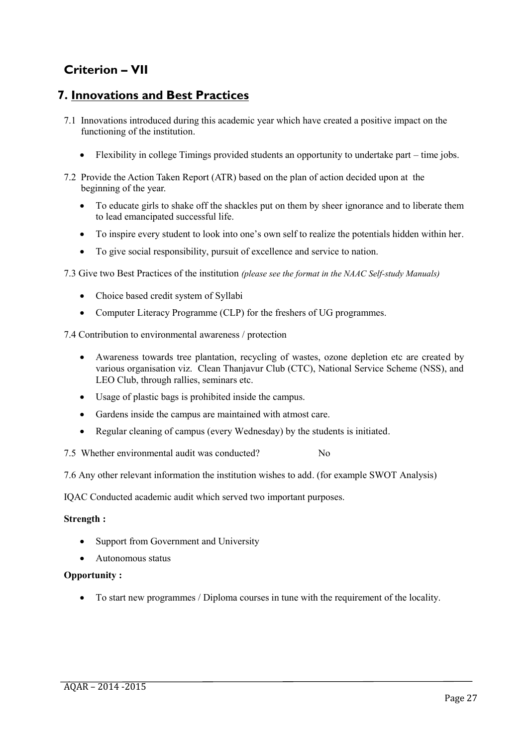## Criterion – VII

## 7. Innovations and Best Practices

7.1 Innovations introduced during this academic year which have created a positive impact on the functioning of the institution.

- Flexibility in college Timings provided students an opportunity to undertake part – time jobs.

7.2 Provide the Action Taken Report (ATR) based on the plan of action decided upon at the beginning of the year.

- To educate girls to shake off the shackles put on them by sheer ignorance and to liberate them to lead emancipated successful life.
- To inspire every student to look into one's own self to realize the potentials hidden within her.
- To give social responsibility, pursuit of excellence and service to nation.

7.3 Give two Best Practices of the institution *(please see the format in the NAAC Self-study Manuals)*

- Choice based credit system of Syllabi
- Computer Literacy Programme (CLP) for the freshers of UG programmes.

7.4 Contribution to environmental awareness / protection

- Awareness towards tree plantation, recycling of wastes, ozone depletion etc are created by various organisation viz. Clean Thanjavur Club (CTC), National Service Scheme (NSS), and LEO Club, through rallies, seminars etc.
- Usage of plastic bags is prohibited inside the campus.
- Gardens inside the campus are maintained with atmost care.
- Regular cleaning of campus (every Wednesday) by the students is initiated.

7.5 Whether environmental audit was conducted? No

7.6 Any other relevant information the institution wishes to add. (for example SWOT Analysis)

IQAC Conducted academic audit which served two important purposes.

**Strength :**

- Support from Government and University
- Autonomous status

**Opportunity :**

- To start new programmes / Diploma courses in tune with the requirement of the locality.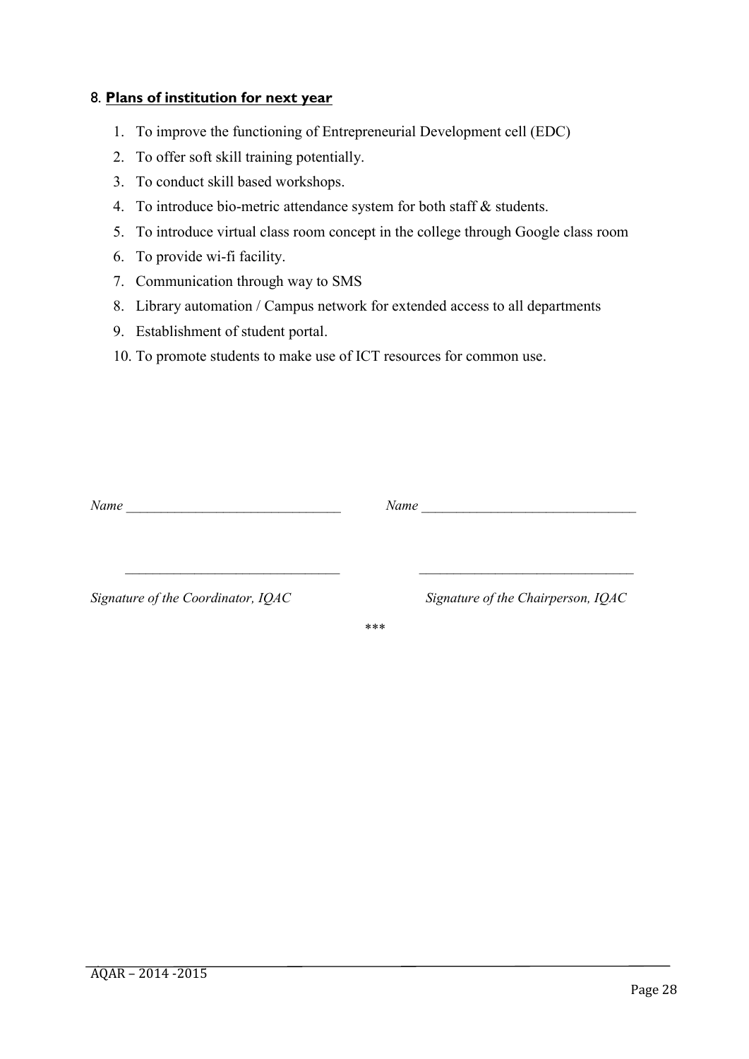## 8. **Plans of institution for next year**

1. To improve the functioning of Entrepreneurial Development cell (EDC)
2. To offer soft skill training potentially.
3. To conduct skill based workshops.
4. To introduce bio-metric attendance system for both staff & students.
5. To introduce virtual class room concept in the college through Google class room
6. To provide wi-fi facility.
7. Communication through way to SMS
8. Library automation / Campus network for extended access to all departments
9. Establishment of student portal.
10. To promote students to make use of ICT resources for common use.

*Name* ______________________________ *Name* ______________________________

______________________________ ______________________________

*Signature of the Coordinator, IQAC* *Signature of the Chairperson, IQAC*

***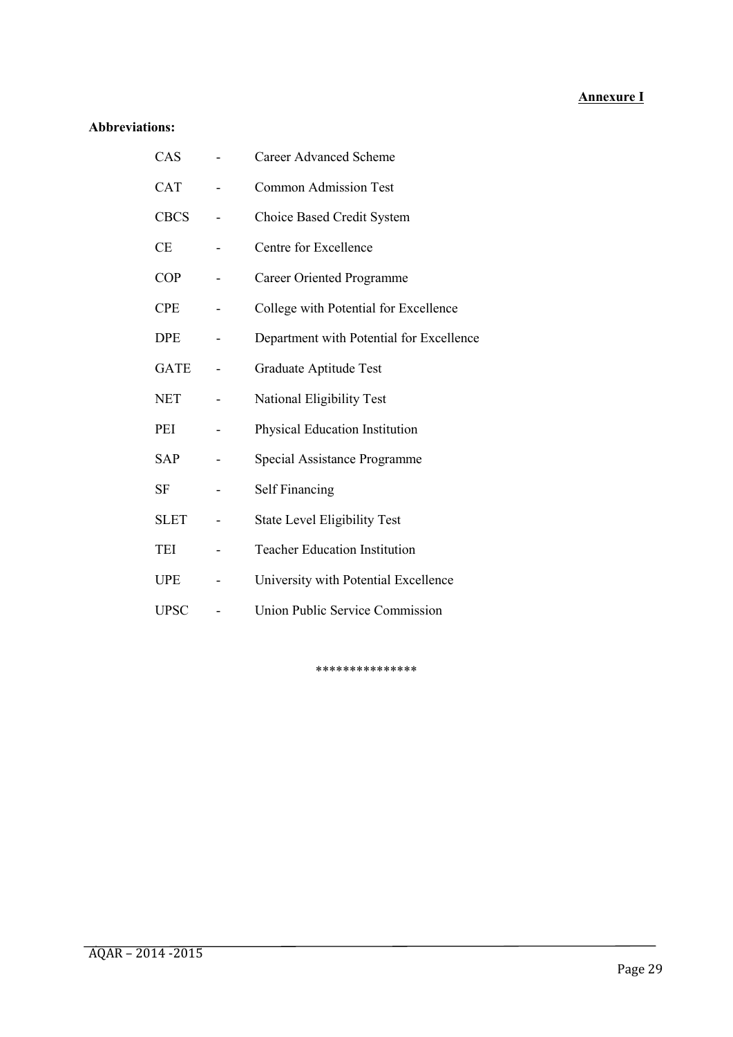**Annexure I**

**Abbreviations:**

| | | |
|---|---|---|
| CAS | - | Career Advanced Scheme |
| CAT | - | Common Admission Test |
| CBCS | - | Choice Based Credit System |
| CE | - | Centre for Excellence |
| COP | - | Career Oriented Programme |
| CPE | - | College with Potential for Excellence |
| DPE | - | Department with Potential for Excellence |
| GATE | - | Graduate Aptitude Test |
| NET | - | National Eligibility Test |
| PEI | - | Physical Education Institution |
| SAP | - | Special Assistance Programme |
| SF | - | Self Financing |
| SLET | - | State Level Eligibility Test |
| TEI | - | Teacher Education Institution |
| UPE | - | University with Potential Excellence |
| UPSC | - | Union Public Service Commission |

***************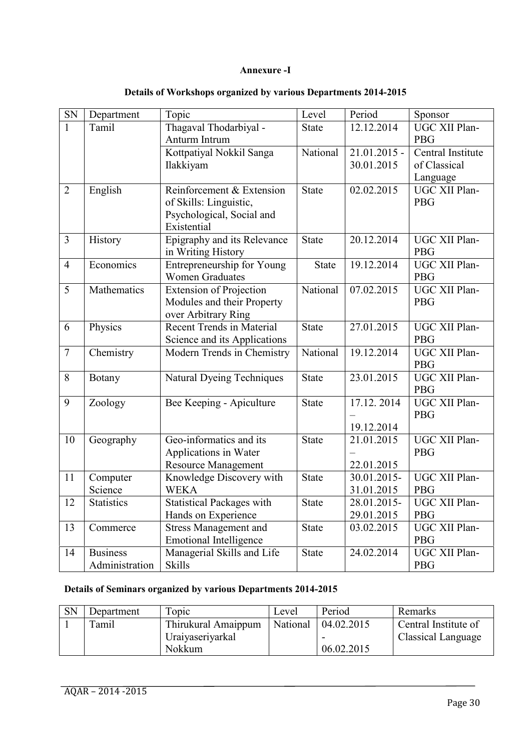**Annexure -I**

**Details of Workshops organized by various Departments 2014-2015**

| SN | Department | Topic | Level | Period | Sponsor |
|---|---|---|---|---|---|
| 1 | Tamil | Thagaval Thodarbiyal - Anturm Intrum | State | 12.12.2014 | UGC XII Plan-PBG |
| | | Kottpatiyal Nokkil Sanga Ilakkiyam | National | 21.01.2015 - 30.01.2015 | Central Institute of Classical Language |
| 2 | English | Reinforcement & Extension of Skills: Linguistic, Psychological, Social and Existential | State | 02.02.2015 | UGC XII Plan-PBG |
| 3 | History | Epigraphy and its Relevance in Writing History | State | 20.12.2014 | UGC XII Plan-PBG |
| 4 | Economics | Entrepreneurship for Young Women Graduates | State | 19.12.2014 | UGC XII Plan-PBG |
| 5 | Mathematics | Extension of Projection Modules and their Property over Arbitrary Ring | National | 07.02.2015 | UGC XII Plan-PBG |
| 6 | Physics | Recent Trends in Material Science and its Applications | State | 27.01.2015 | UGC XII Plan-PBG |
| 7 | Chemistry | Modern Trends in Chemistry | National | 19.12.2014 | UGC XII Plan-PBG |
| 8 | Botany | Natural Dyeing Techniques | State | 23.01.2015 | UGC XII Plan-PBG |
| 9 | Zoology | Bee Keeping - Apiculture | State | 17.12. 2014 – 19.12.2014 | UGC XII Plan-PBG |
| 10 | Geography | Geo-informatics and its Applications in Water Resource Management | State | 21.01.2015 – 22.01.2015 | UGC XII Plan-PBG |
| 11 | Computer Science | Knowledge Discovery with WEKA | State | 30.01.2015-31.01.2015 | UGC XII Plan-PBG |
| 12 | Statistics | Statistical Packages with Hands on Experience | State | 28.01.2015-29.01.2015 | UGC XII Plan-PBG |
| 13 | Commerce | Stress Management and Emotional Intelligence | State | 03.02.2015 | UGC XII Plan-PBG |
| 14 | Business Administration | Managerial Skills and Life Skills | State | 24.02.2014 | UGC XII Plan-PBG |

**Details of Seminars organized by various Departments 2014-2015**

| SN | Department | Topic | Level | Period | Remarks |
|---|---|---|---|---|---|
| 1 | Tamil | Thirukural Amaippum Uraiyaseriyarkal Nokkum | National | 04.02.2015 - 06.02.2015 | Central Institute of Classical Language |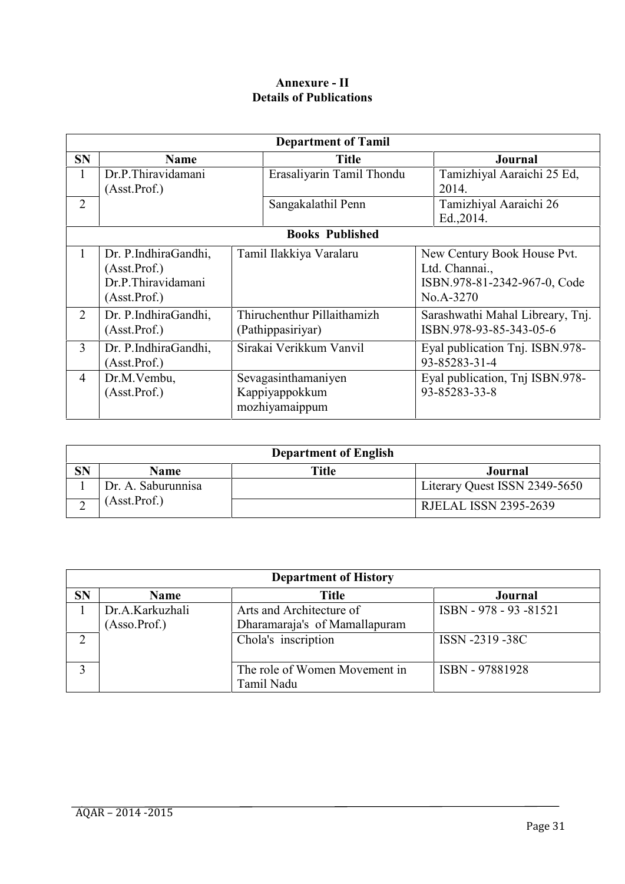**Annexure - II**
**Details of Publications**

| Department of Tamil | | | |
|---|---|---|---|
| **SN** | **Name** | **Title** | **Journal** |
| 1 | Dr.P.Thiravidamani (Asst.Prof.) | Erasaliyarin Tamil Thondu | Tamizhiyal Aaraichi 25 Ed, 2014. |
| 2 | | Sangakalathil Penn | Tamizhiyal Aaraichi 26 Ed.,2014. |
| **Books Published** | | | |
| 1 | Dr. P.IndhiraGandhi, (Asst.Prof.) Dr.P.Thiravidamani (Asst.Prof.) | Tamil Ilakkiya Varalaru | New Century Book House Pvt. Ltd. Channai., ISBN.978-81-2342-967-0, Code No.A-3270 |
| 2 | Dr. P.IndhiraGandhi, (Asst.Prof.) | Thiruchenthur Pillaithamizh (Pathippasiriyar) | Sarashwathi Mahal Libreary, Tnj. ISBN.978-93-85-343-05-6 |
| 3 | Dr. P.IndhiraGandhi, (Asst.Prof.) | Sirakai Verikkum Vanvil | Eyal publication Tnj. ISBN.978-93-85283-31-4 |
| 4 | Dr.M.Vembu, (Asst.Prof.) | Sevagasinthamaniyen Kappiyappokkum mozhiyamaippum | Eyal publication, Tnj ISBN.978-93-85283-33-8 |

| Department of English | | | |
|---|---|---|---|
| **SN** | **Name** | **Title** | **Journal** |
| 1 | Dr. A. Saburunnisa (Asst.Prof.) | | Literary Quest ISSN 2349-5650 |
| 2 | | | RJELAL ISSN 2395-2639 |

| Department of History | | | |
|---|---|---|---|
| **SN** | **Name** | **Title** | **Journal** |
| 1 | Dr.A.Karkuzhali (Asso.Prof.) | Arts and Architecture of Dharamaraja's of Mamallapuram | ISBN - 978 - 93 -81521 |
| 2 | | Chola's inscription | ISSN -2319 -38C |
| 3 | | The role of Women Movement in Tamil Nadu | ISBN - 97881928 |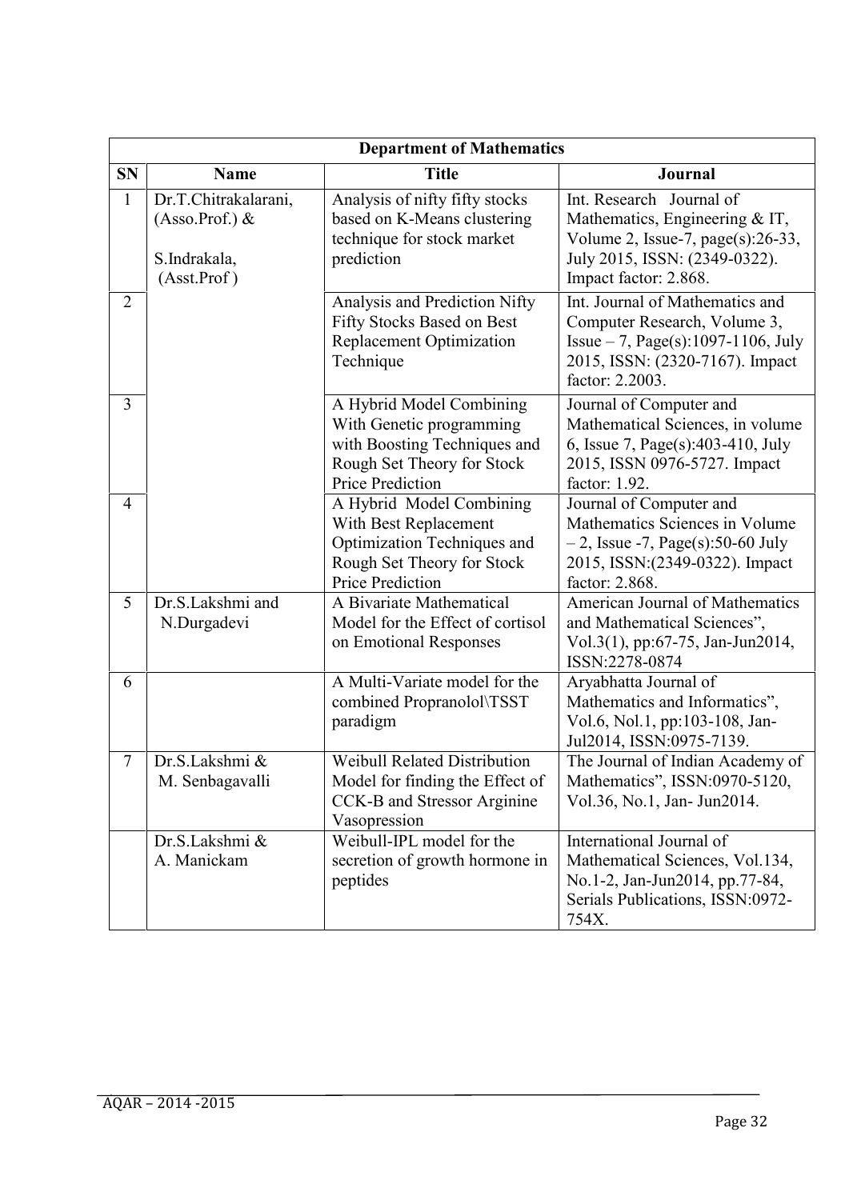| Department of Mathematics | | | |
|---|---|---|---|
| **SN** | **Name** | **Title** | **Journal** |
| 1 | Dr.T.Chitrakalarani, (Asso.Prof.) & S.Indrakala, (Asst.Prof ) | Analysis of nifty fifty stocks based on K-Means clustering technique for stock market prediction | Int. Research Journal of Mathematics, Engineering & IT, Volume 2, Issue-7, page(s):26-33, July 2015, ISSN: (2349-0322). Impact factor: 2.868. |
| 2 | | Analysis and Prediction Nifty Fifty Stocks Based on Best Replacement Optimization Technique | Int. Journal of Mathematics and Computer Research, Volume 3, Issue – 7, Page(s):1097-1106, July 2015, ISSN: (2320-7167). Impact factor: 2.2003. |
| 3 | | A Hybrid Model Combining With Genetic programming with Boosting Techniques and Rough Set Theory for Stock Price Prediction | Journal of Computer and Mathematical Sciences, in volume 6, Issue 7, Page(s):403-410, July 2015, ISSN 0976-5727. Impact factor: 1.92. |
| 4 | | A Hybrid Model Combining With Best Replacement Optimization Techniques and Rough Set Theory for Stock Price Prediction | Journal of Computer and Mathematics Sciences in Volume – 2, Issue -7, Page(s):50-60 July 2015, ISSN:(2349-0322). Impact factor: 2.868. |
| 5 | Dr.S.Lakshmi and N.Durgadevi | A Bivariate Mathematical Model for the Effect of cortisol on Emotional Responses | American Journal of Mathematics and Mathematical Sciences", Vol.3(1), pp:67-75, Jan-Jun2014, ISSN:2278-0874 |
| 6 | | A Multi-Variate model for the combined Propranolol\TSST paradigm | Aryabhatta Journal of Mathematics and Informatics", Vol.6, Nol.1, pp:103-108, Jan-Jul2014, ISSN:0975-7139. |
| 7 | Dr.S.Lakshmi & M. Senbagavalli | Weibull Related Distribution Model for finding the Effect of CCK-B and Stressor Arginine Vasopression | The Journal of Indian Academy of Mathematics", ISSN:0970-5120, Vol.36, No.1, Jan- Jun2014. |
| | Dr.S.Lakshmi & A. Manickam | Weibull-IPL model for the secretion of growth hormone in peptides | International Journal of Mathematical Sciences, Vol.134, No.1-2, Jan-Jun2014, pp.77-84, Serials Publications, ISSN:0972-754X. |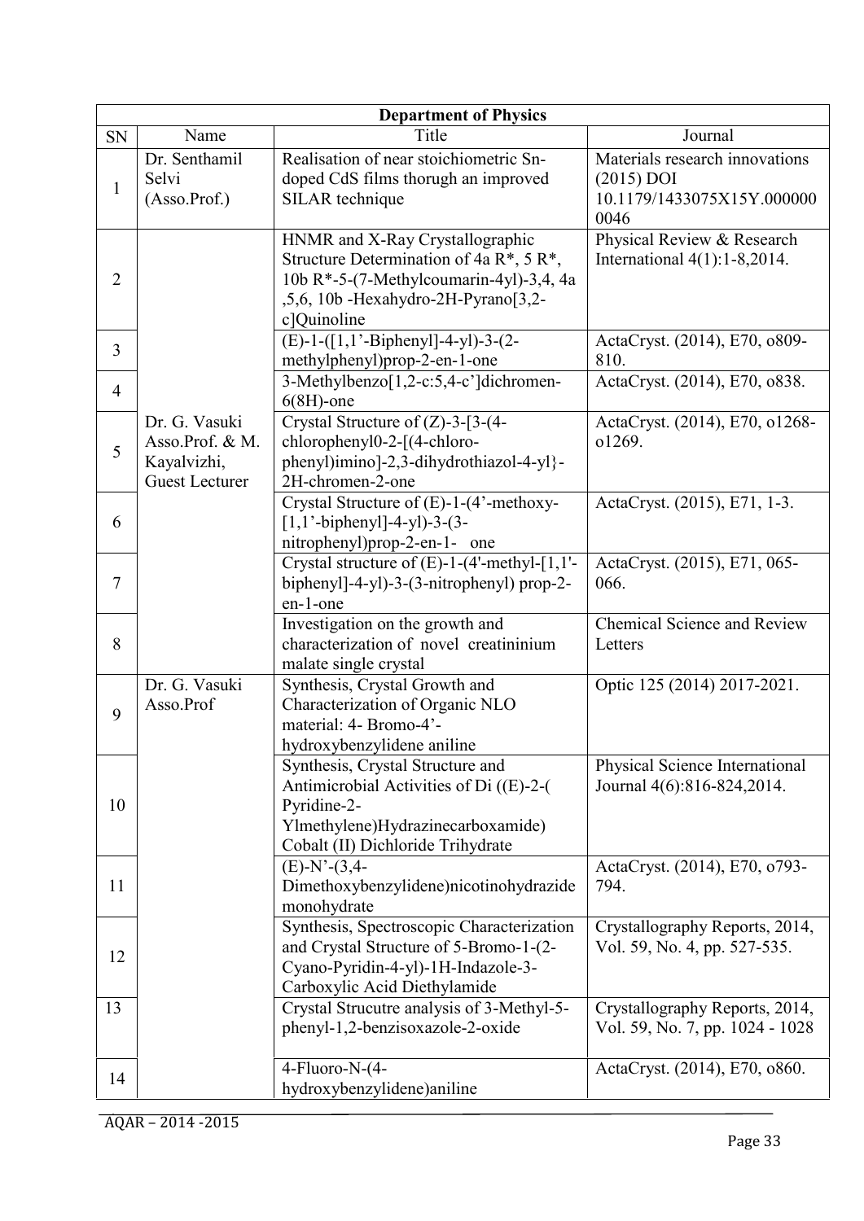| Department of Physics | | | |
|---|---|---|---|
| SN | Name | Title | Journal |
| 1 | Dr. Senthamil Selvi (Asso.Prof.) | Realisation of near stoichiometric Sn-doped CdS films thorugh an improved SILAR technique | Materials research innovations (2015) DOI 10.1179/1433075X15Y.0000000046 |
| 2 | Dr. G. Vasuki Asso.Prof. & M. Kayalvizhi, Guest Lecturer | HNMR and X-Ray Crystallographic Structure Determination of 4a R*, 5 R*, 10b R*-5-(7-Methylcoumarin-4yl)-3,4, 4a ,5,6, 10b -Hexahydro-2H-Pyrano[3,2-c]Quinoline | Physical Review & Research International 4(1):1-8,2014. |
| 3 | | (E)-1-([1,1'-Biphenyl]-4-yl)-3-(2-methylphenyl)prop-2-en-1-one | ActaCryst. (2014), E70, o809-810. |
| 4 | | 3-Methylbenzo[1,2-c:5,4-c']dichromen-6(8H)-one | ActaCryst. (2014), E70, o838. |
| 5 | | Crystal Structure of (Z)-3-[3-(4-chlorophenyl0-2-[(4-chloro-phenyl)imino]-2,3-dihydrothiazol-4-yl}-2H-chromen-2-one | ActaCryst. (2014), E70, o1268-o1269. |
| 6 | | Crystal Structure of (E)-1-(4'-methoxy-[1,1'-biphenyl]-4-yl)-3-(3-nitrophenyl)prop-2-en-1- one | ActaCryst. (2015), E71, 1-3. |
| 7 | | Crystal structure of (E)-1-(4'-methyl-[1,1'-biphenyl]-4-yl)-3-(3-nitrophenyl) prop-2-en-1-one | ActaCryst. (2015), E71, 065-066. |
| 8 | | Investigation on the growth and characterization of novel creatininium malate single crystal | Chemical Science and Review Letters |
| 9 | Dr. G. Vasuki Asso.Prof | Synthesis, Crystal Growth and Characterization of Organic NLO material: 4- Bromo-4'-hydroxybenzylidene aniline | Optic 125 (2014) 2017-2021. |
| 10 | | Synthesis, Crystal Structure and Antimicrobial Activities of Di ((E)-2-( Pyridine-2-Ylmethylene)Hydrazinecarboxamide) Cobalt (II) Dichloride Trihydrate | Physical Science International Journal 4(6):816-824,2014. |
| 11 | | (E)-N'-(3,4-Dimethoxybenzylidene)nicotinohydrazide monohydrate | ActaCryst. (2014), E70, o793-794. |
| 12 | | Synthesis, Spectroscopic Characterization and Crystal Structure of 5-Bromo-1-(2-Cyano-Pyridin-4-yl)-1H-Indazole-3-Carboxylic Acid Diethylamide | Crystallography Reports, 2014, Vol. 59, No. 4, pp. 527-535. |
| 13 | | Crystal Strucutre analysis of 3-Methyl-5-phenyl-1,2-benzisoxazole-2-oxide | Crystallography Reports, 2014, Vol. 59, No. 7, pp. 1024 - 1028 |
| 14 | | 4-Fluoro-N-(4-hydroxybenzylidene)aniline | ActaCryst. (2014), E70, o860. |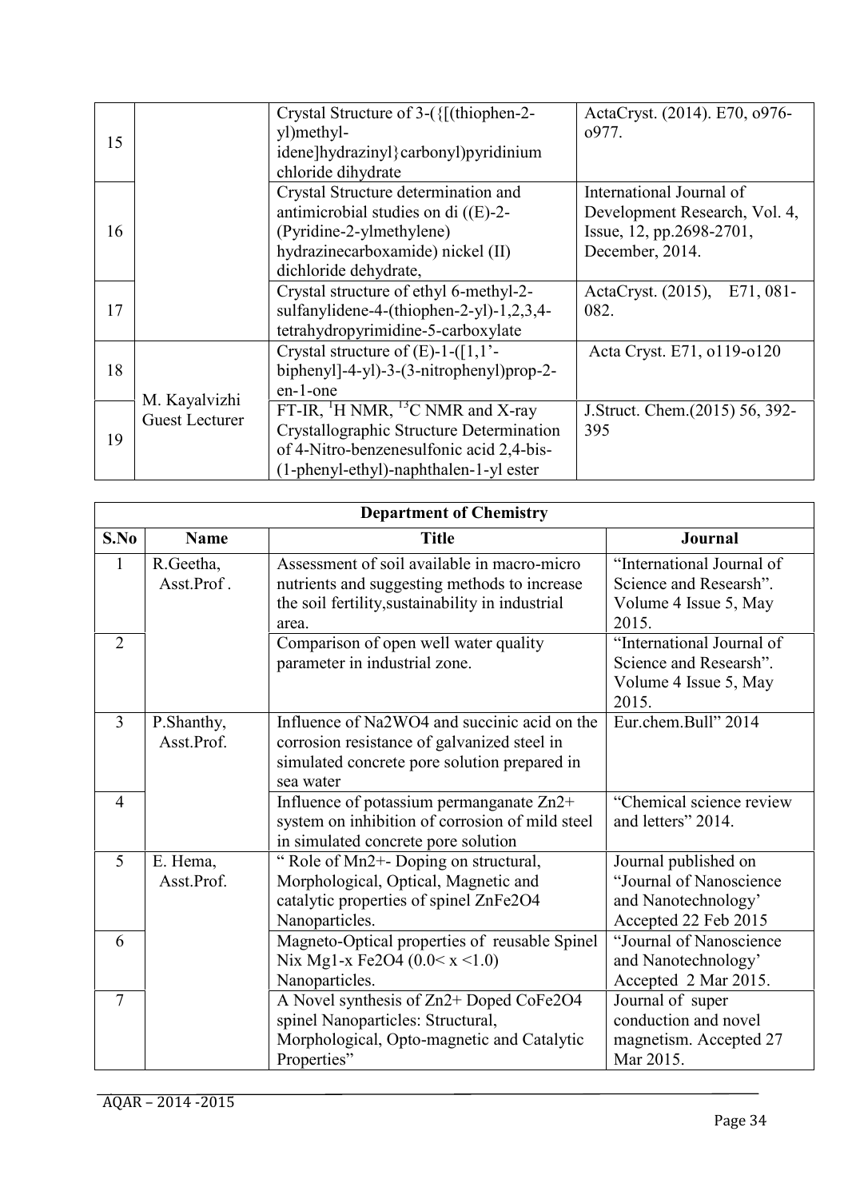| | | | |
|---|---|---|---|
| 15 | | Crystal Structure of 3-({[(thiophen-2-yl)methyl-idene]hydrazinyl}carbonyl)pyridinium chloride dihydrate | ActaCryst. (2014). E70, o976-o977. |
| 16 | | Crystal Structure determination and antimicrobial studies on di ((E)-2-(Pyridine-2-ylmethylene) hydrazinecarboxamide) nickel (II) dichloride dehydrate, | International Journal of Development Research, Vol. 4, Issue, 12, pp.2698-2701, December, 2014. |
| 17 | | Crystal structure of ethyl 6-methyl-2-sulfanylidene-4-(thiophen-2-yl)-1,2,3,4-tetrahydropyrimidine-5-carboxylate | ActaCryst. (2015), E71, 081-082. |
| 18 | M. Kayalvizhi Guest Lecturer | Crystal structure of (E)-1-([1,1'-biphenyl]-4-yl)-3-(3-nitrophenyl)prop-2-en-1-one | Acta Cryst. E71, o119-o120 |
| 19 | | FT-IR, $^{1}H$ NMR, $^{13}C$ NMR and X-ray Crystallographic Structure Determination of 4-Nitro-benzenesulfonic acid 2,4-bis-(1-phenyl-ethyl)-naphthalen-1-yl ester | J.Struct. Chem.(2015) 56, 392-395 |

**Department of Chemistry**

| S.No | Name | Title | Journal |
|---|---|---|---|
| 1 | R.Geetha, Asst.Prof . | Assessment of soil available in macro-micro nutrients and suggesting methods to increase the soil fertility,sustainability in industrial area. | "International Journal of Science and Researsh". Volume 4 Issue 5, May 2015. |
| 2 | | Comparison of open well water quality parameter in industrial zone. | "International Journal of Science and Researsh". Volume 4 Issue 5, May 2015. |
| 3 | P.Shanthy, Asst.Prof. | Influence of $Na_2WO_4$ and succinic acid on the corrosion resistance of galvanized steel in simulated concrete pore solution prepared in sea water | Eur.chem.Bull" 2014 |
| 4 | | Influence of potassium permanganate $Zn^{2+}$ system on inhibition of corrosion of mild steel in simulated concrete pore solution | "Chemical science review and letters" 2014. |
| 5 | E. Hema, Asst.Prof. | " Role of $Mn^{2+}$- Doping on structural, Morphological, Optical, Magnetic and catalytic properties of spinel $ZnFe_2O_4$ Nanoparticles. | Journal published on "Journal of Nanoscience and Nanotechnology' Accepted 22 Feb 2015 |
| 6 | | Magneto-Optical properties of reusable Spinel $Ni_x Mg_{1-x} Fe_2O_4$ ($0.0< x <1.0$) Nanoparticles. | "Journal of Nanoscience and Nanotechnology' Accepted 2 Mar 2015. |
| 7 | | A Novel synthesis of $Zn^{2+}$ Doped $CoFe_2O_4$ spinel Nanoparticles: Structural, Morphological, Opto-magnetic and Catalytic Properties" | Journal of super conduction and novel magnetism. Accepted 27 Mar 2015. |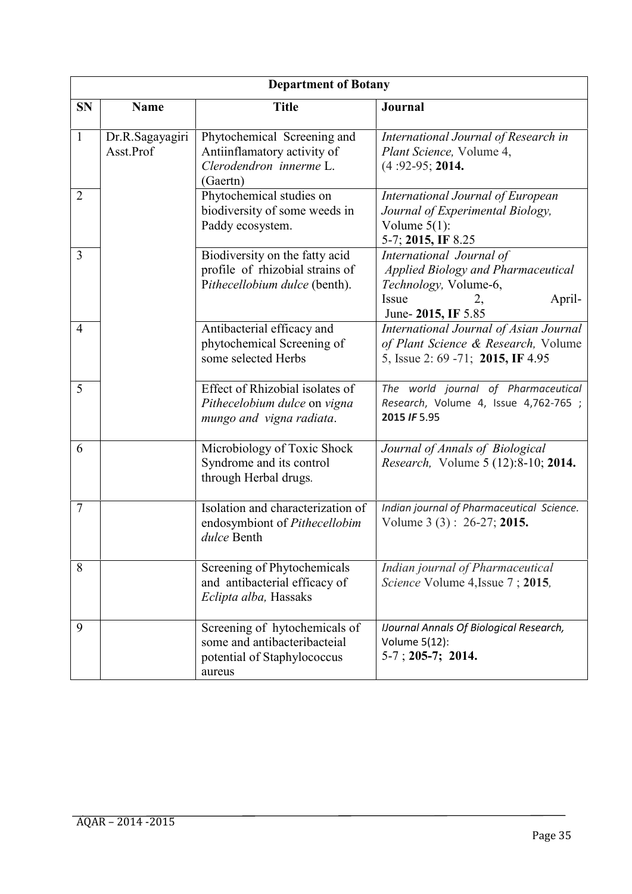| Department of Botany | | | |
|---|---|---|---|
| **SN** | **Name** | **Title** | **Journal** |
| 1 | Dr.R.Sagayagiri Asst.Prof | Phytochemical Screening and Antiinflamatory activity of *Clerodendron innerme* L. (Gaertn) | *International Journal of Research in Plant Science,* Volume 4, (4 :92-95; **2014.** |
| 2 | | Phytochemical studies on biodiversity of some weeds in Paddy ecosystem. | *International Journal of European Journal of Experimental Biology,* Volume 5(1): 5-7; **2015, IF** 8.25 |
| 3 | | Biodiversity on the fatty acid profile of rhizobial strains of P*ithecellobium dulce* (benth). | *International Journal of Applied Biology and Pharmaceutical Technology,* Volume-6, Issue 2, April- June- **2015, IF** 5.85 |
| 4 | | Antibacterial efficacy and phytochemical Screening of some selected Herbs | *International Journal of Asian Journal of Plant Science & Research,* Volume 5, Issue 2: 69 -71; **2015, IF** 4.95 |
| 5 | | Effect of Rhizobial isolates of *Pithecelobium dulce* on *vigna mungo and vigna radiata*. | *The world journal of Pharmaceutical Research*, Volume 4, Issue 4,762-765 ; **2015** ***IF*** 5.95 |
| 6 | | Microbiology of Toxic Shock Syndrome and its control through Herbal drugs. | *Journal of Annals of Biological Research,* Volume 5 (12):8-10; **2014.** |
| 7 | | Isolation and characterization of endosymbiont of *Pithecellobim dulce* Benth | *Indian journal of Pharmaceutical Science.* Volume 3 (3) : 26-27; **2015.** |
| 8 | | Screening of Phytochemicals and antibacterial efficacy of *Eclipta alba,* Hassaks | *Indian journal of Pharmaceutical Science* Volume 4,Issue 7 ; **2015***,* |
| 9 | | Screening of hytochemicals of some and antibacteribacteial potential of Staphylococcus aureus | *IJournal Annals Of Biological Research,* Volume 5(12): 5-7 ; **205-7; 2014.** |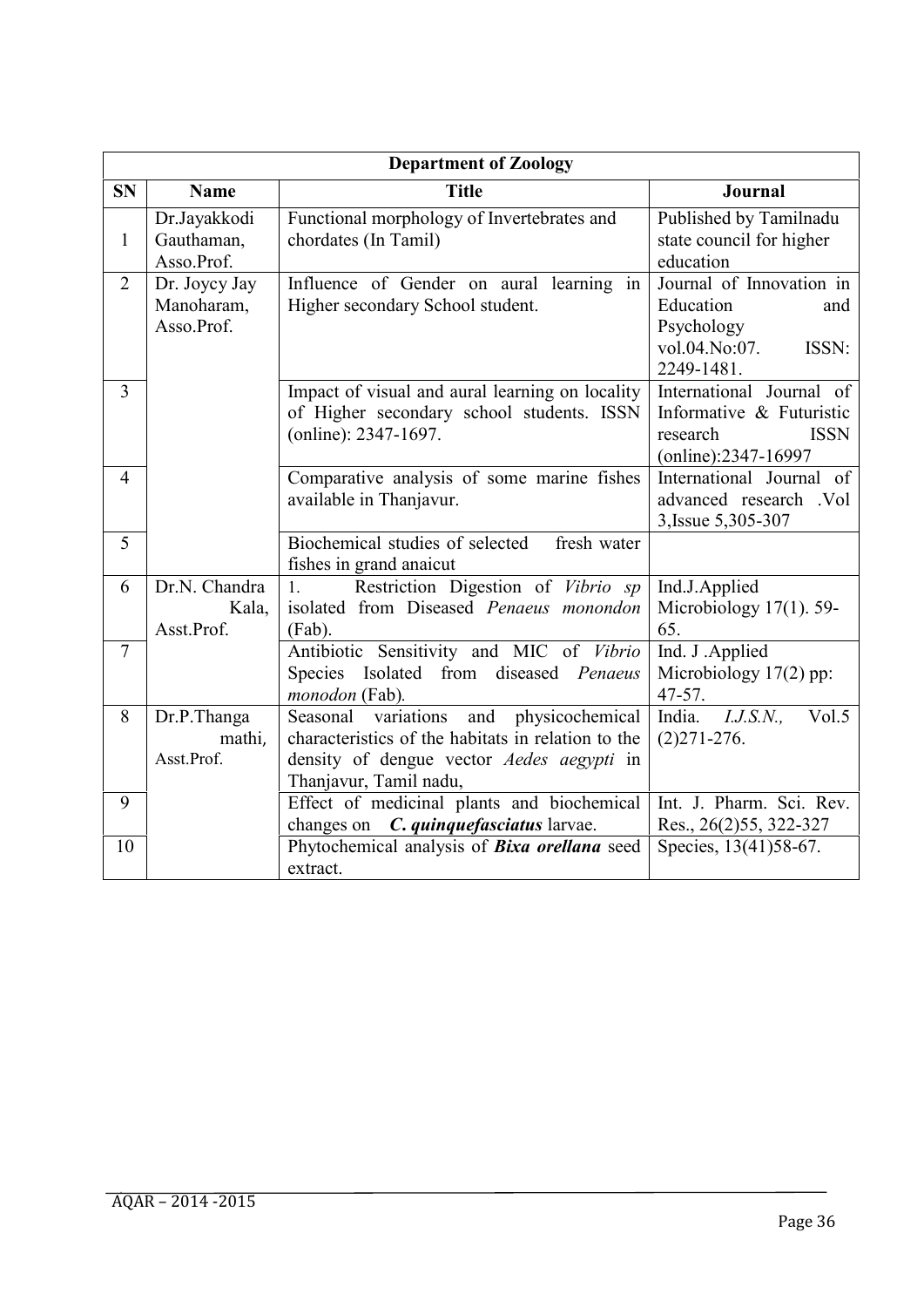| Department of Zoology | | | |
|---|---|---|---|
| **SN** | **Name** | **Title** | **Journal** |
| 1 | Dr.Jayakkodi Gauthaman, Asso.Prof. | Functional morphology of Invertebrates and chordates (In Tamil) | Published by Tamilnadu state council for higher education |
| 2 | Dr. Joycy Jay Manoharam, Asso.Prof. | Influence of Gender on aural learning in Higher secondary School student. | Journal of Innovation in Education and Psychology vol.04.No:07. ISSN: 2249-1481. |
| 3 | | Impact of visual and aural learning on locality of Higher secondary school students. ISSN (online): 2347-1697. | International Journal of Informative & Futuristic research ISSN (online):2347-16997 |
| 4 | | Comparative analysis of some marine fishes available in Thanjavur. | International Journal of advanced research .Vol 3,Issue 5,305-307 |
| 5 | | Biochemical studies of selected fresh water fishes in grand anaicut | |
| 6 | Dr.N. Chandra Kala, Asst.Prof. | 1. Restriction Digestion of *Vibrio sp* isolated from Diseased *Penaeus monondon* (Fab). | Ind.J.Applied Microbiology 17(1). 59-65. |
| 7 | | Antibiotic Sensitivity and MIC of *Vibrio* Species Isolated from diseased *Penaeus monodon* (Fab). | Ind. J .Applied Microbiology 17(2) pp: 47-57. |
| 8 | Dr.P.Thanga mathi, Asst.Prof. | Seasonal variations and physicochemical characteristics of the habitats in relation to the density of dengue vector *Aedes aegypti* in Thanjavur, Tamil nadu, | India. *I.J.S.N.,* Vol.5 (2)271-276. |
| 9 | | Effect of medicinal plants and biochemical changes on ***C. quinquefasciatus*** larvae. | Int. J. Pharm. Sci. Rev. Res., 26(2)55, 322-327 |
| 10 | | Phytochemical analysis of ***Bixa orellana*** seed extract. | Species, 13(41)58-67. |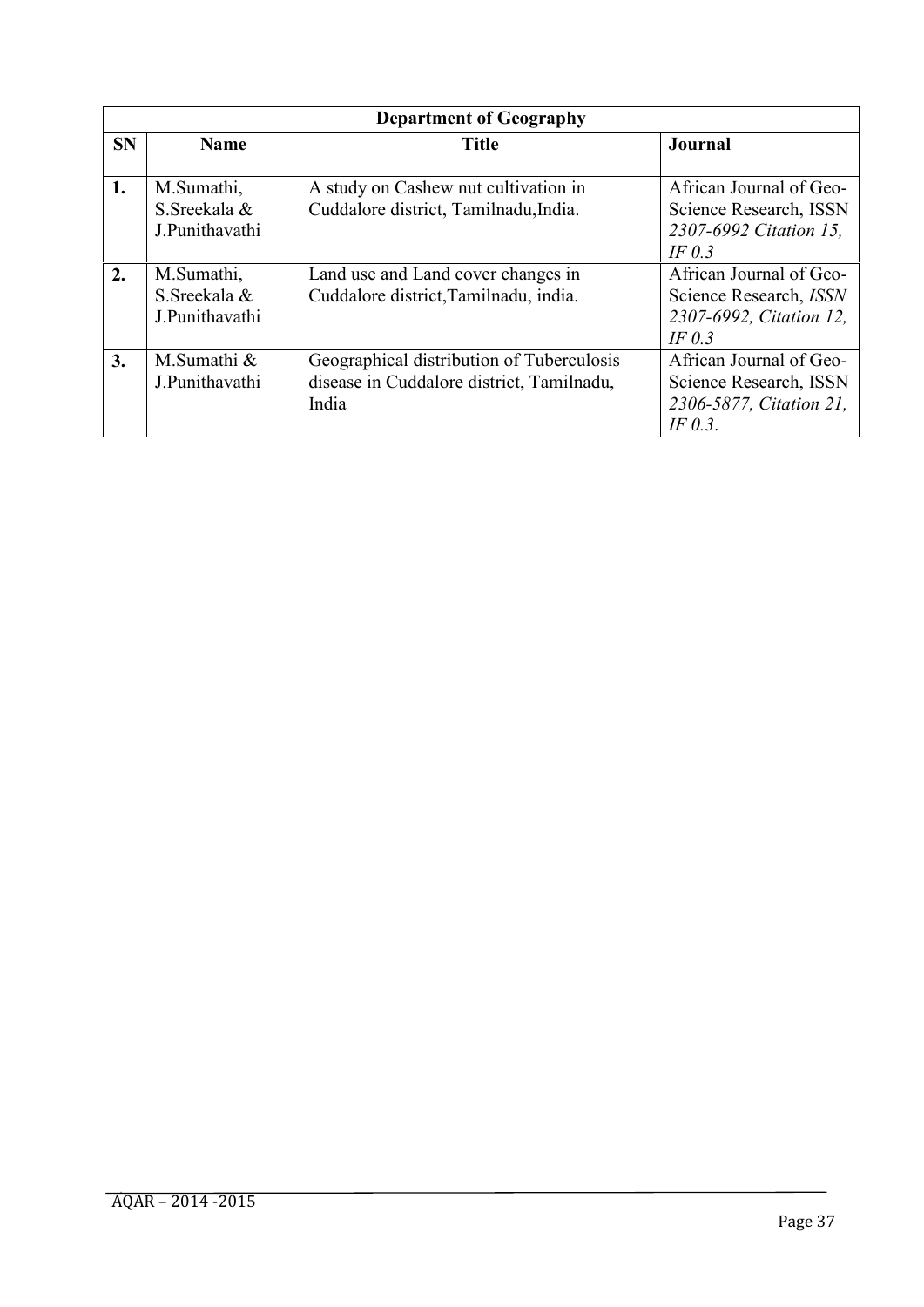| Department of Geography | | | |
|---|---|---|---|
| **SN** | **Name** | **Title** | **Journal** |
| **1.** | M.Sumathi, S.Sreekala & J.Punithavathi | A study on Cashew nut cultivation in Cuddalore district, Tamilnadu,India. | African Journal of Geo-Science Research, ISSN *2307-6992 Citation 15, IF 0.3* |
| **2.** | M.Sumathi, S.Sreekala & J.Punithavathi | Land use and Land cover changes in Cuddalore district,Tamilnadu, india. | African Journal of Geo-Science Research, *ISSN 2307-6992, Citation 12, IF 0.3* |
| **3.** | M.Sumathi & J.Punithavathi | Geographical distribution of Tuberculosis disease in Cuddalore district, Tamilnadu, India | African Journal of Geo-Science Research, ISSN *2306-5877, Citation 21, IF 0.3*. |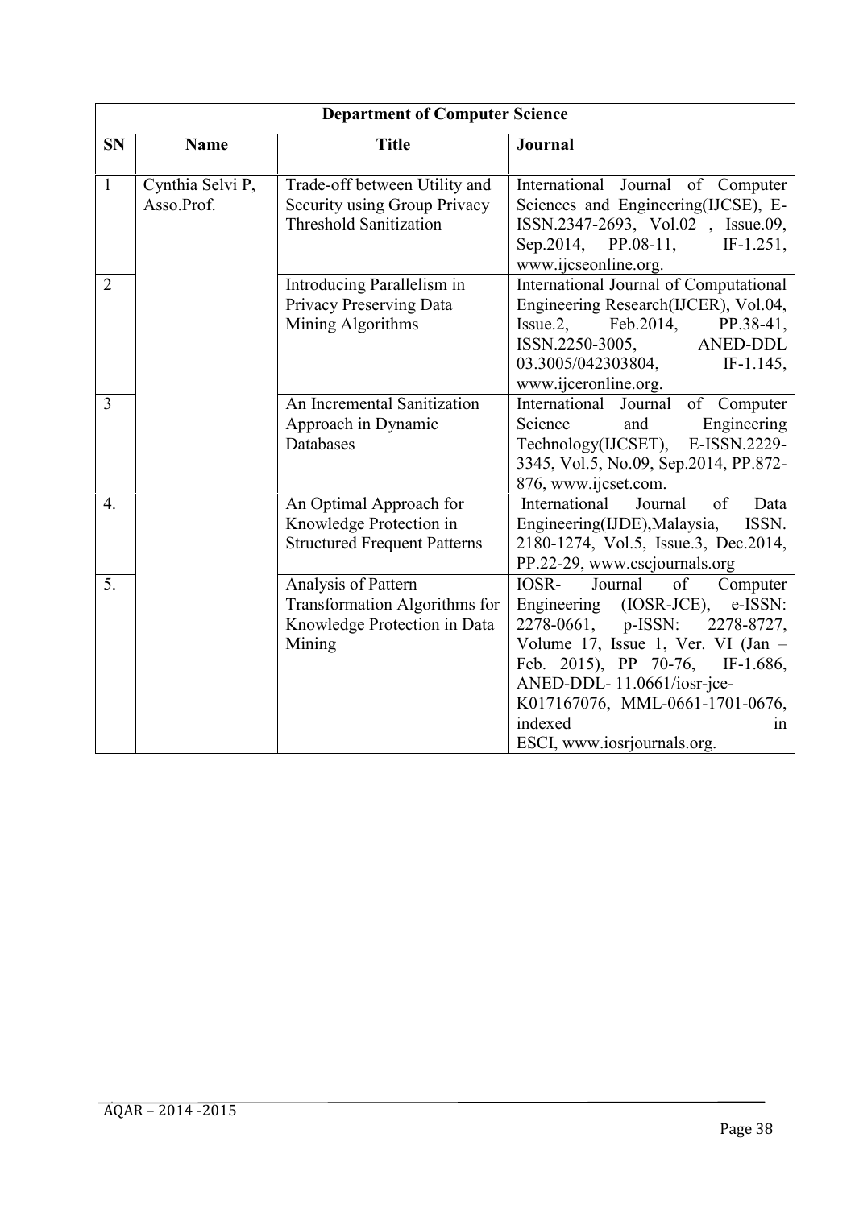| Department of Computer Science | | | |
|---|---|---|---|
| **SN** | **Name** | **Title** | **Journal** |
| 1 | Cynthia Selvi P, Asso.Prof. | Trade-off between Utility and Security using Group Privacy Threshold Sanitization | International Journal of Computer Sciences and Engineering(IJCSE), E-ISSN.2347-2693, Vol.02 , Issue.09, Sep.2014, PP.08-11, IF-1.251, www.ijcseonline.org. |
| 2 | | Introducing Parallelism in Privacy Preserving Data Mining Algorithms | International Journal of Computational Engineering Research(IJCER), Vol.04, Issue.2, Feb.2014, PP.38-41, ISSN.2250-3005, ANED-DDL 03.3005/042303804, IF-1.145, www.ijceronline.org. |
| 3 | | An Incremental Sanitization Approach in Dynamic Databases | International Journal of Computer Science and Engineering Technology(IJCSET), E-ISSN.2229-3345, Vol.5, No.09, Sep.2014, PP.872-876, www.ijcset.com. |
| 4. | | An Optimal Approach for Knowledge Protection in Structured Frequent Patterns | International Journal of Data Engineering(IJDE),Malaysia, ISSN. 2180-1274, Vol.5, Issue.3, Dec.2014, PP.22-29, www.cscjournals.org |
| 5. | | Analysis of Pattern Transformation Algorithms for Knowledge Protection in Data Mining | IOSR- Journal of Computer Engineering (IOSR-JCE), e-ISSN: 2278-0661, p-ISSN: 2278-8727, Volume 17, Issue 1, Ver. VI (Jan – Feb. 2015), PP 70-76, IF-1.686, ANED-DDL- 11.0661/iosr-jce-K017167076, MML-0661-1701-0676, indexed in ESCI, www.iosrjournals.org. |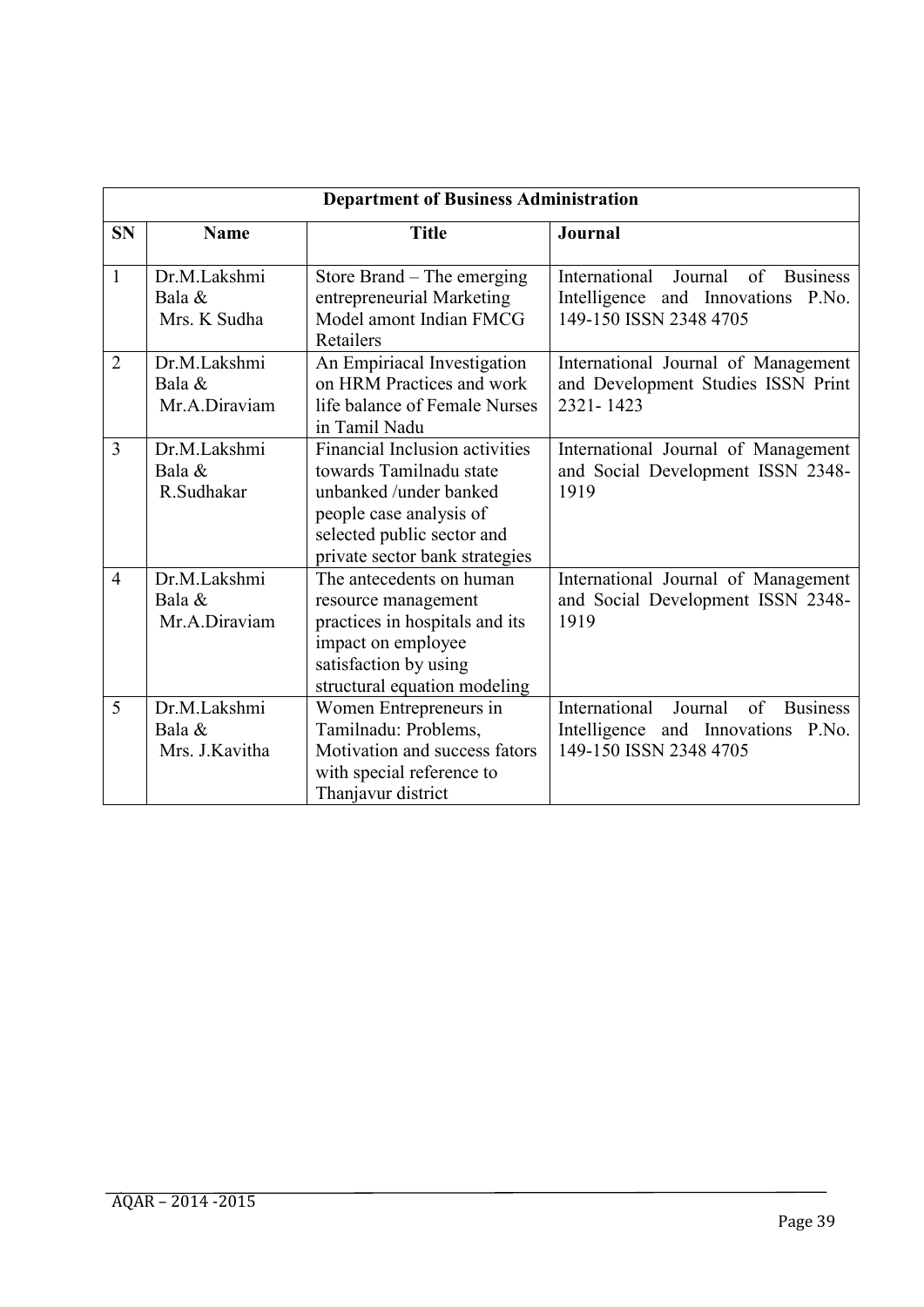| Department of Business Administration | | | |
|---|---|---|---|
| **SN** | **Name** | **Title** | **Journal** |
| 1 | Dr.M.Lakshmi Bala & Mrs. K Sudha | Store Brand – The emerging entrepreneurial Marketing Model amont Indian FMCG Retailers | International Journal of Business Intelligence and Innovations P.No. 149-150 ISSN 2348 4705 |
| 2 | Dr.M.Lakshmi Bala & Mr.A.Diraviam | An Empiriacal Investigation on HRM Practices and work life balance of Female Nurses in Tamil Nadu | International Journal of Management and Development Studies ISSN Print 2321- 1423 |
| 3 | Dr.M.Lakshmi Bala & R.Sudhakar | Financial Inclusion activities towards Tamilnadu state unbanked /under banked people case analysis of selected public sector and private sector bank strategies | International Journal of Management and Social Development ISSN 2348-1919 |
| 4 | Dr.M.Lakshmi Bala & Mr.A.Diraviam | The antecedents on human resource management practices in hospitals and its impact on employee satisfaction by using structural equation modeling | International Journal of Management and Social Development ISSN 2348-1919 |
| 5 | Dr.M.Lakshmi Bala & Mrs. J.Kavitha | Women Entrepreneurs in Tamilnadu: Problems, Motivation and success fators with special reference to Thanjavur district | International Journal of Business Intelligence and Innovations P.No. 149-150 ISSN 2348 4705 |